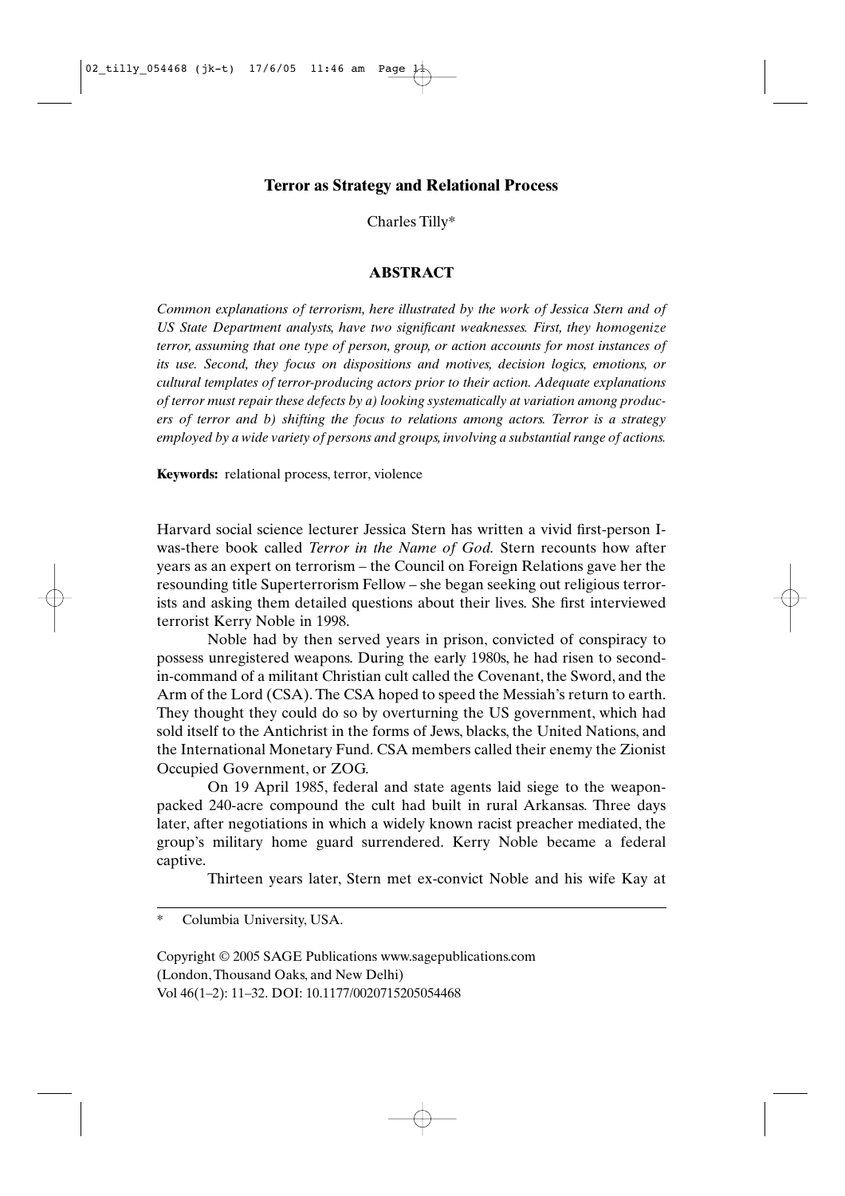# Terror as Strategy and Relational Process

Charles Tilly*

## ABSTRACT

*Common explanations of terrorism, here illustrated by the work of Jessica Stern and of US State Department analysts, have two significant weaknesses. First, they homogenize terror, assuming that one type of person, group, or action accounts for most instances of its use. Second, they focus on dispositions and motives, decision logics, emotions, or cultural templates of terror-producing actors prior to their action. Adequate explanations of terror must repair these defects by a) looking systematically at variation among producers of terror and b) shifting the focus to relations among actors. Terror is a strategy employed by a wide variety of persons and groups, involving a substantial range of actions.*

**Keywords:** relational process, terror, violence

Harvard social science lecturer Jessica Stern has written a vivid first-person I-was-there book called *Terror in the Name of God.* Stern recounts how after years as an expert on terrorism – the Council on Foreign Relations gave her the resounding title Superterrorism Fellow – she began seeking out religious terrorists and asking them detailed questions about their lives. She first interviewed terrorist Kerry Noble in 1998.

Noble had by then served years in prison, convicted of conspiracy to possess unregistered weapons. During the early 1980s, he had risen to second-in-command of a militant Christian cult called the Covenant, the Sword, and the Arm of the Lord (CSA). The CSA hoped to speed the Messiah's return to earth. They thought they could do so by overturning the US government, which had sold itself to the Antichrist in the forms of Jews, blacks, the United Nations, and the International Monetary Fund. CSA members called their enemy the Zionist Occupied Government, or ZOG.

On 19 April 1985, federal and state agents laid siege to the weapon-packed 240-acre compound the cult had built in rural Arkansas. Three days later, after negotiations in which a widely known racist preacher mediated, the group's military home guard surrendered. Kerry Noble became a federal captive.

Thirteen years later, Stern met ex-convict Noble and his wife Kay at

---

\* Columbia University, USA.

Copyright © 2005 SAGE Publications www.sagepublications.com
(London, Thousand Oaks, and New Delhi)
Vol 46(1–2): 11–32. DOI: 10.1177/0020715205054468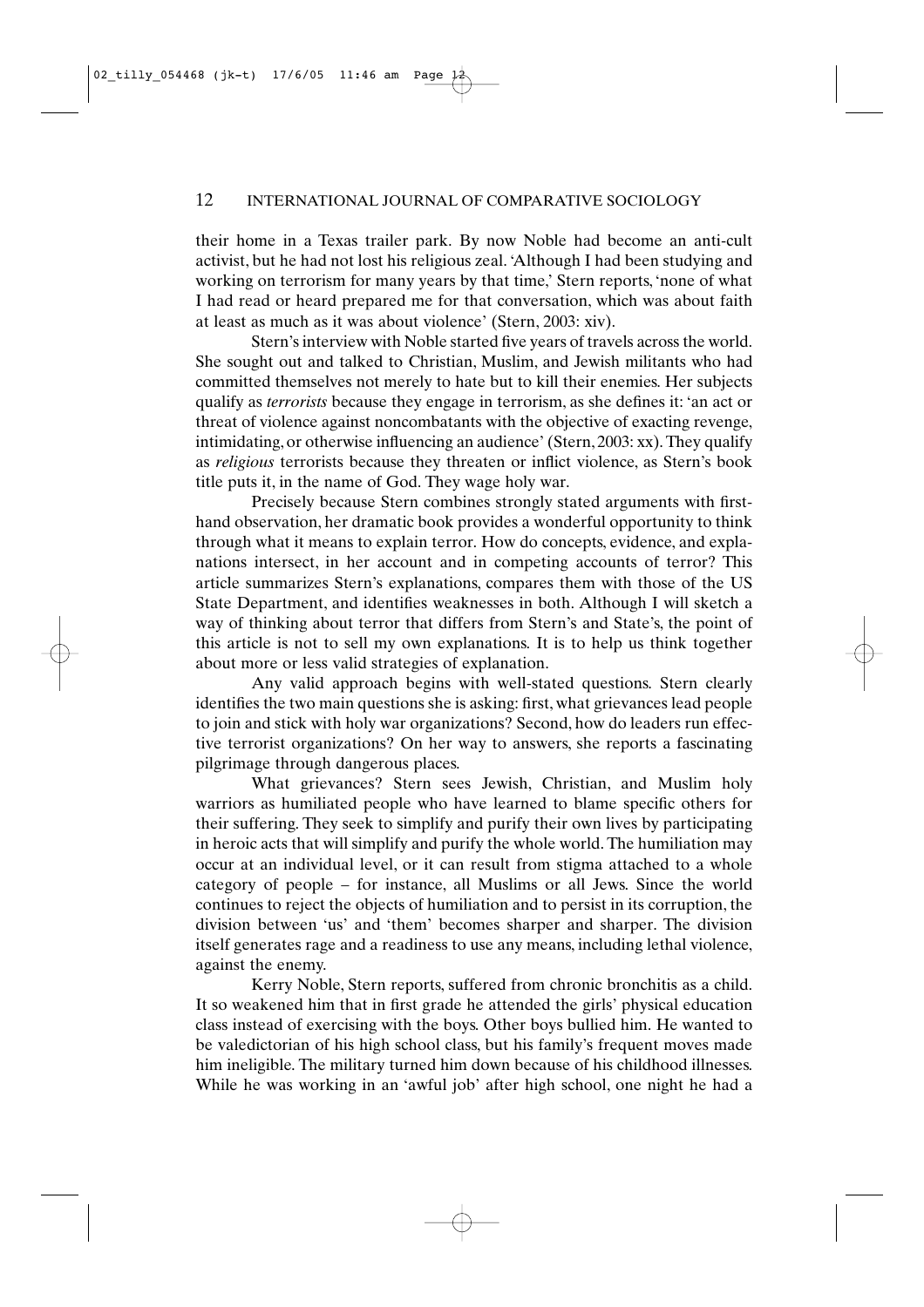their home in a Texas trailer park. By now Noble had become an anti-cult activist, but he had not lost his religious zeal. 'Although I had been studying and working on terrorism for many years by that time,' Stern reports, 'none of what I had read or heard prepared me for that conversation, which was about faith at least as much as it was about violence' (Stern, 2003: xiv).

Stern's interview with Noble started five years of travels across the world. She sought out and talked to Christian, Muslim, and Jewish militants who had committed themselves not merely to hate but to kill their enemies. Her subjects qualify as *terrorists* because they engage in terrorism, as she defines it: 'an act or threat of violence against noncombatants with the objective of exacting revenge, intimidating, or otherwise influencing an audience' (Stern, 2003: xx). They qualify as *religious* terrorists because they threaten or inflict violence, as Stern's book title puts it, in the name of God. They wage holy war.

Precisely because Stern combines strongly stated arguments with first-hand observation, her dramatic book provides a wonderful opportunity to think through what it means to explain terror. How do concepts, evidence, and explanations intersect, in her account and in competing accounts of terror? This article summarizes Stern's explanations, compares them with those of the US State Department, and identifies weaknesses in both. Although I will sketch a way of thinking about terror that differs from Stern's and State's, the point of this article is not to sell my own explanations. It is to help us think together about more or less valid strategies of explanation.

Any valid approach begins with well-stated questions. Stern clearly identifies the two main questions she is asking: first, what grievances lead people to join and stick with holy war organizations? Second, how do leaders run effective terrorist organizations? On her way to answers, she reports a fascinating pilgrimage through dangerous places.

What grievances? Stern sees Jewish, Christian, and Muslim holy warriors as humiliated people who have learned to blame specific others for their suffering. They seek to simplify and purify their own lives by participating in heroic acts that will simplify and purify the whole world. The humiliation may occur at an individual level, or it can result from stigma attached to a whole category of people – for instance, all Muslims or all Jews. Since the world continues to reject the objects of humiliation and to persist in its corruption, the division between 'us' and 'them' becomes sharper and sharper. The division itself generates rage and a readiness to use any means, including lethal violence, against the enemy.

Kerry Noble, Stern reports, suffered from chronic bronchitis as a child. It so weakened him that in first grade he attended the girls' physical education class instead of exercising with the boys. Other boys bullied him. He wanted to be valedictorian of his high school class, but his family's frequent moves made him ineligible. The military turned him down because of his childhood illnesses. While he was working in an 'awful job' after high school, one night he had a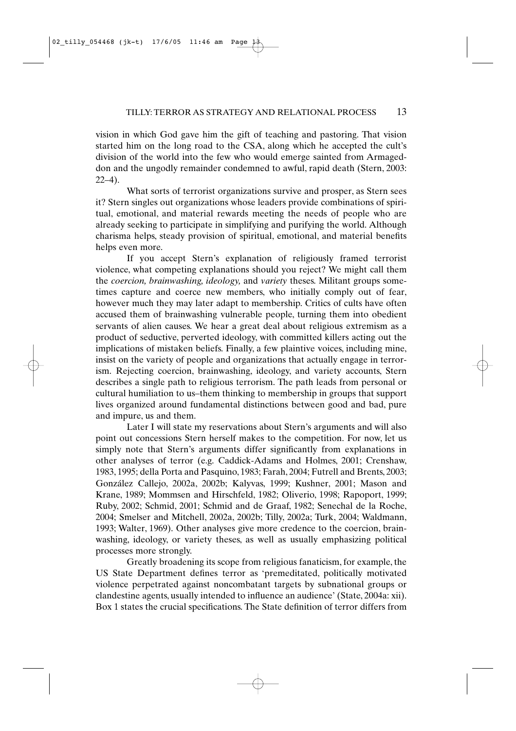vision in which God gave him the gift of teaching and pastoring. That vision started him on the long road to the CSA, along which he accepted the cult's division of the world into the few who would emerge sainted from Armageddon and the ungodly remainder condemned to awful, rapid death (Stern, 2003: 22–4).

What sorts of terrorist organizations survive and prosper, as Stern sees it? Stern singles out organizations whose leaders provide combinations of spiritual, emotional, and material rewards meeting the needs of people who are already seeking to participate in simplifying and purifying the world. Although charisma helps, steady provision of spiritual, emotional, and material benefits helps even more.

If you accept Stern's explanation of religiously framed terrorist violence, what competing explanations should you reject? We might call them the *coercion, brainwashing, ideology,* and *variety* theses. Militant groups sometimes capture and coerce new members, who initially comply out of fear, however much they may later adapt to membership. Critics of cults have often accused them of brainwashing vulnerable people, turning them into obedient servants of alien causes. We hear a great deal about religious extremism as a product of seductive, perverted ideology, with committed killers acting out the implications of mistaken beliefs. Finally, a few plaintive voices, including mine, insist on the variety of people and organizations that actually engage in terrorism. Rejecting coercion, brainwashing, ideology, and variety accounts, Stern describes a single path to religious terrorism. The path leads from personal or cultural humiliation to us–them thinking to membership in groups that support lives organized around fundamental distinctions between good and bad, pure and impure, us and them.

Later I will state my reservations about Stern's arguments and will also point out concessions Stern herself makes to the competition. For now, let us simply note that Stern's arguments differ significantly from explanations in other analyses of terror (e.g. Caddick-Adams and Holmes, 2001; Crenshaw, 1983, 1995; della Porta and Pasquino, 1983; Farah, 2004; Futrell and Brents, 2003; González Callejo, 2002a, 2002b; Kalyvas, 1999; Kushner, 2001; Mason and Krane, 1989; Mommsen and Hirschfeld, 1982; Oliverio, 1998; Rapoport, 1999; Ruby, 2002; Schmid, 2001; Schmid and de Graaf, 1982; Senechal de la Roche, 2004; Smelser and Mitchell, 2002a, 2002b; Tilly, 2002a; Turk, 2004; Waldmann, 1993; Walter, 1969). Other analyses give more credence to the coercion, brainwashing, ideology, or variety theses, as well as usually emphasizing political processes more strongly.

Greatly broadening its scope from religious fanaticism, for example, the US State Department defines terror as 'premeditated, politically motivated violence perpetrated against noncombatant targets by subnational groups or clandestine agents, usually intended to influence an audience' (State, 2004a: xii). Box 1 states the crucial specifications. The State definition of terror differs from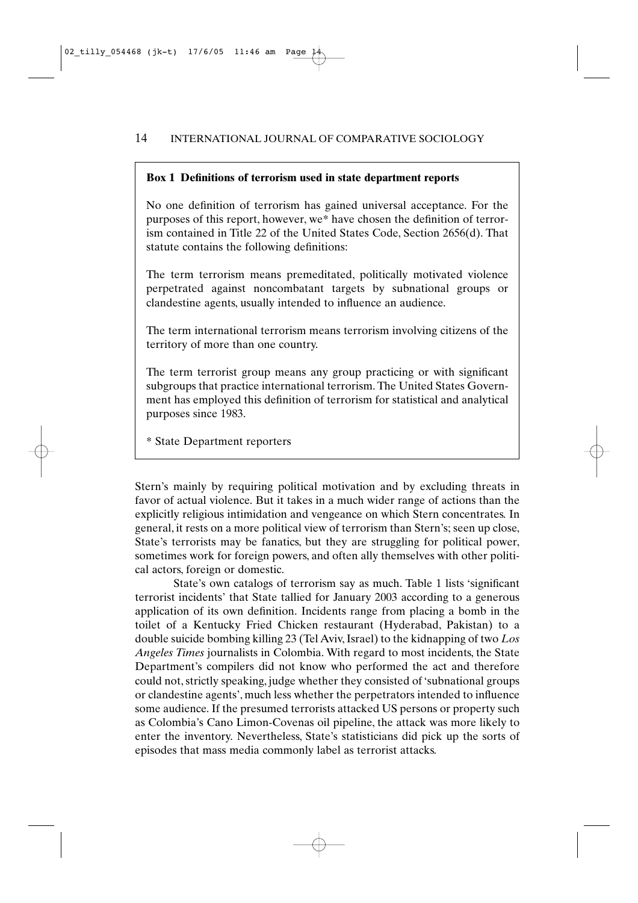**Box 1 Definitions of terrorism used in state department reports**

No one definition of terrorism has gained universal acceptance. For the purposes of this report, however, we* have chosen the definition of terrorism contained in Title 22 of the United States Code, Section 2656(d). That statute contains the following definitions:

The term terrorism means premeditated, politically motivated violence perpetrated against noncombatant targets by subnational groups or clandestine agents, usually intended to influence an audience.

The term international terrorism means terrorism involving citizens of the territory of more than one country.

The term terrorist group means any group practicing or with significant subgroups that practice international terrorism. The United States Government has employed this definition of terrorism for statistical and analytical purposes since 1983.

* State Department reporters

Stern's mainly by requiring political motivation and by excluding threats in favor of actual violence. But it takes in a much wider range of actions than the explicitly religious intimidation and vengeance on which Stern concentrates. In general, it rests on a more political view of terrorism than Stern's; seen up close, State's terrorists may be fanatics, but they are struggling for political power, sometimes work for foreign powers, and often ally themselves with other political actors, foreign or domestic.

State's own catalogs of terrorism say as much. Table 1 lists 'significant terrorist incidents' that State tallied for January 2003 according to a generous application of its own definition. Incidents range from placing a bomb in the toilet of a Kentucky Fried Chicken restaurant (Hyderabad, Pakistan) to a double suicide bombing killing 23 (Tel Aviv, Israel) to the kidnapping of two *Los Angeles Times* journalists in Colombia. With regard to most incidents, the State Department's compilers did not know who performed the act and therefore could not, strictly speaking, judge whether they consisted of 'subnational groups or clandestine agents', much less whether the perpetrators intended to influence some audience. If the presumed terrorists attacked US persons or property such as Colombia's Cano Limon-Covenas oil pipeline, the attack was more likely to enter the inventory. Nevertheless, State's statisticians did pick up the sorts of episodes that mass media commonly label as terrorist attacks.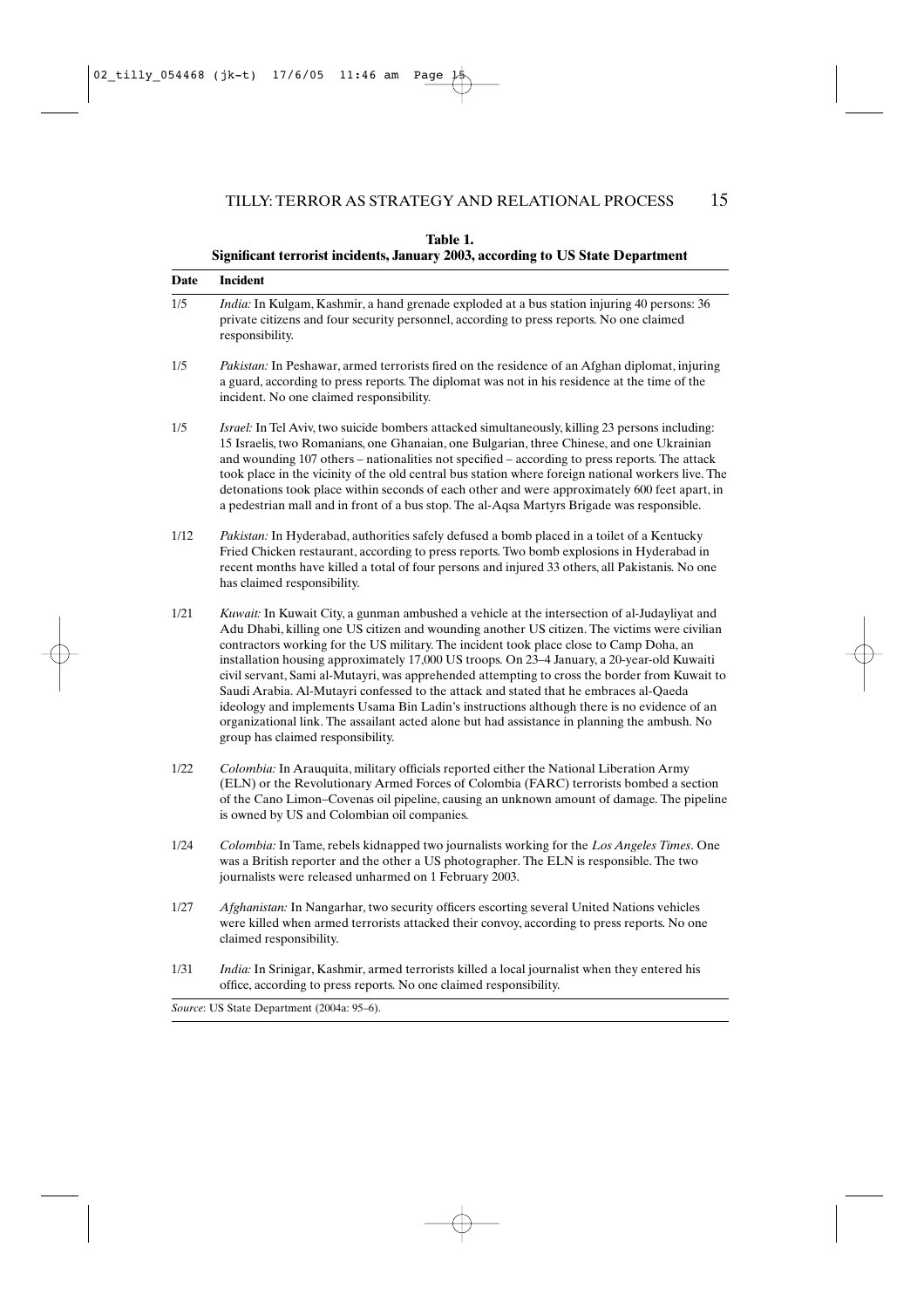**Table 1.**
**Significant terrorist incidents, January 2003, according to US State Department**

| Date | Incident |
|---|---|
| 1/5 | *India:* In Kulgam, Kashmir, a hand grenade exploded at a bus station injuring 40 persons: 36 private citizens and four security personnel, according to press reports. No one claimed responsibility. |
| 1/5 | *Pakistan:* In Peshawar, armed terrorists fired on the residence of an Afghan diplomat, injuring a guard, according to press reports. The diplomat was not in his residence at the time of the incident. No one claimed responsibility. |
| 1/5 | *Israel:* In Tel Aviv, two suicide bombers attacked simultaneously, killing 23 persons including: 15 Israelis, two Romanians, one Ghanaian, one Bulgarian, three Chinese, and one Ukrainian and wounding 107 others – nationalities not specified – according to press reports. The attack took place in the vicinity of the old central bus station where foreign national workers live. The detonations took place within seconds of each other and were approximately 600 feet apart, in a pedestrian mall and in front of a bus stop. The al-Aqsa Martyrs Brigade was responsible. |
| 1/12 | *Pakistan:* In Hyderabad, authorities safely defused a bomb placed in a toilet of a Kentucky Fried Chicken restaurant, according to press reports. Two bomb explosions in Hyderabad in recent months have killed a total of four persons and injured 33 others, all Pakistanis. No one has claimed responsibility. |
| 1/21 | *Kuwait:* In Kuwait City, a gunman ambushed a vehicle at the intersection of al-Judayliyat and Adu Dhabi, killing one US citizen and wounding another US citizen. The victims were civilian contractors working for the US military. The incident took place close to Camp Doha, an installation housing approximately 17,000 US troops. On 23–4 January, a 20-year-old Kuwaiti civil servant, Sami al-Mutayri, was apprehended attempting to cross the border from Kuwait to Saudi Arabia. Al-Mutayri confessed to the attack and stated that he embraces al-Qaeda ideology and implements Usama Bin Ladin's instructions although there is no evidence of an organizational link. The assailant acted alone but had assistance in planning the ambush. No group has claimed responsibility. |
| 1/22 | *Colombia:* In Arauquita, military officials reported either the National Liberation Army (ELN) or the Revolutionary Armed Forces of Colombia (FARC) terrorists bombed a section of the Cano Limon–Covenas oil pipeline, causing an unknown amount of damage. The pipeline is owned by US and Colombian oil companies. |
| 1/24 | *Colombia:* In Tame, rebels kidnapped two journalists working for the *Los Angeles Times*. One was a British reporter and the other a US photographer. The ELN is responsible. The two journalists were released unharmed on 1 February 2003. |
| 1/27 | *Afghanistan:* In Nangarhar, two security officers escorting several United Nations vehicles were killed when armed terrorists attacked their convoy, according to press reports. No one claimed responsibility. |
| 1/31 | *India:* In Srinigar, Kashmir, armed terrorists killed a local journalist when they entered his office, according to press reports. No one claimed responsibility. |

*Source*: US State Department (2004a: 95–6).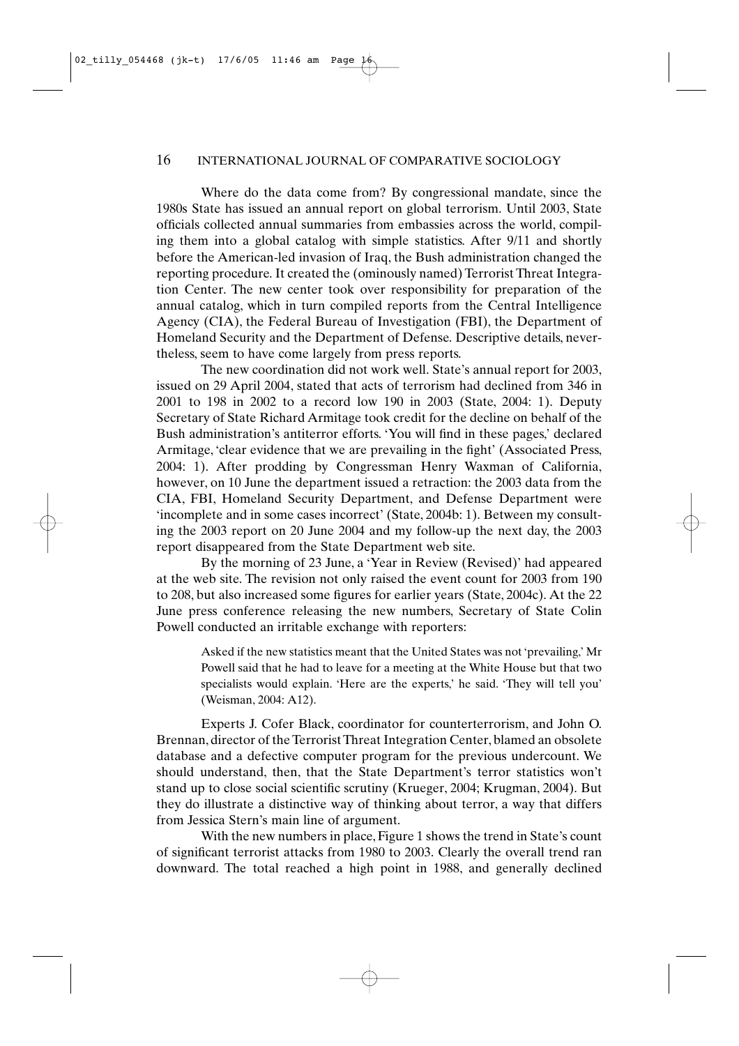Where do the data come from? By congressional mandate, since the 1980s State has issued an annual report on global terrorism. Until 2003, State officials collected annual summaries from embassies across the world, compiling them into a global catalog with simple statistics. After 9/11 and shortly before the American-led invasion of Iraq, the Bush administration changed the reporting procedure. It created the (ominously named) Terrorist Threat Integration Center. The new center took over responsibility for preparation of the annual catalog, which in turn compiled reports from the Central Intelligence Agency (CIA), the Federal Bureau of Investigation (FBI), the Department of Homeland Security and the Department of Defense. Descriptive details, nevertheless, seem to have come largely from press reports.

The new coordination did not work well. State's annual report for 2003, issued on 29 April 2004, stated that acts of terrorism had declined from 346 in 2001 to 198 in 2002 to a record low 190 in 2003 (State, 2004: 1). Deputy Secretary of State Richard Armitage took credit for the decline on behalf of the Bush administration's antiterror efforts. 'You will find in these pages,' declared Armitage, 'clear evidence that we are prevailing in the fight' (Associated Press, 2004: 1). After prodding by Congressman Henry Waxman of California, however, on 10 June the department issued a retraction: the 2003 data from the CIA, FBI, Homeland Security Department, and Defense Department were 'incomplete and in some cases incorrect' (State, 2004b: 1). Between my consulting the 2003 report on 20 June 2004 and my follow-up the next day, the 2003 report disappeared from the State Department web site.

By the morning of 23 June, a 'Year in Review (Revised)' had appeared at the web site. The revision not only raised the event count for 2003 from 190 to 208, but also increased some figures for earlier years (State, 2004c). At the 22 June press conference releasing the new numbers, Secretary of State Colin Powell conducted an irritable exchange with reporters:

> Asked if the new statistics meant that the United States was not 'prevailing,' Mr Powell said that he had to leave for a meeting at the White House but that two specialists would explain. 'Here are the experts,' he said. 'They will tell you' (Weisman, 2004: A12).

Experts J. Cofer Black, coordinator for counterterrorism, and John O. Brennan, director of the Terrorist Threat Integration Center, blamed an obsolete database and a defective computer program for the previous undercount. We should understand, then, that the State Department's terror statistics won't stand up to close social scientific scrutiny (Krueger, 2004; Krugman, 2004). But they do illustrate a distinctive way of thinking about terror, a way that differs from Jessica Stern's main line of argument.

With the new numbers in place, Figure 1 shows the trend in State's count of significant terrorist attacks from 1980 to 2003. Clearly the overall trend ran downward. The total reached a high point in 1988, and generally declined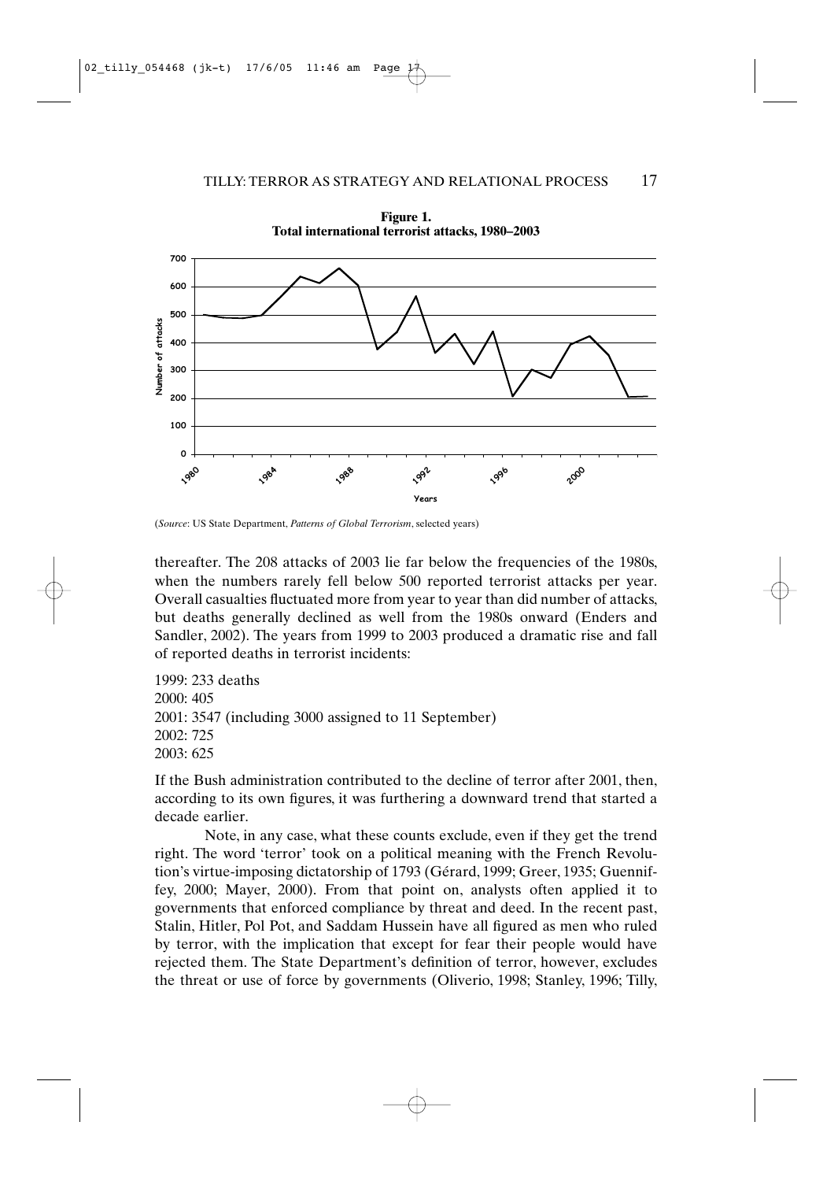**Figure 1.**
**Total international terrorist attacks, 1980–2003**

(*Source*: US State Department, *Patterns of Global Terrorism*, selected years)

thereafter. The 208 attacks of 2003 lie far below the frequencies of the 1980s, when the numbers rarely fell below 500 reported terrorist attacks per year. Overall casualties fluctuated more from year to year than did number of attacks, but deaths generally declined as well from the 1980s onward (Enders and Sandler, 2002). The years from 1999 to 2003 produced a dramatic rise and fall of reported deaths in terrorist incidents:

1999: 233 deaths
2000: 405
2001: 3547 (including 3000 assigned to 11 September)
2002: 725
2003: 625

If the Bush administration contributed to the decline of terror after 2001, then, according to its own figures, it was furthering a downward trend that started a decade earlier.

Note, in any case, what these counts exclude, even if they get the trend right. The word 'terror' took on a political meaning with the French Revolution's virtue-imposing dictatorship of 1793 (Gérard, 1999; Greer, 1935; Guenniffey, 2000; Mayer, 2000). From that point on, analysts often applied it to governments that enforced compliance by threat and deed. In the recent past, Stalin, Hitler, Pol Pot, and Saddam Hussein have all figured as men who ruled by terror, with the implication that except for fear their people would have rejected them. The State Department's definition of terror, however, excludes the threat or use of force by governments (Oliverio, 1998; Stanley, 1996; Tilly,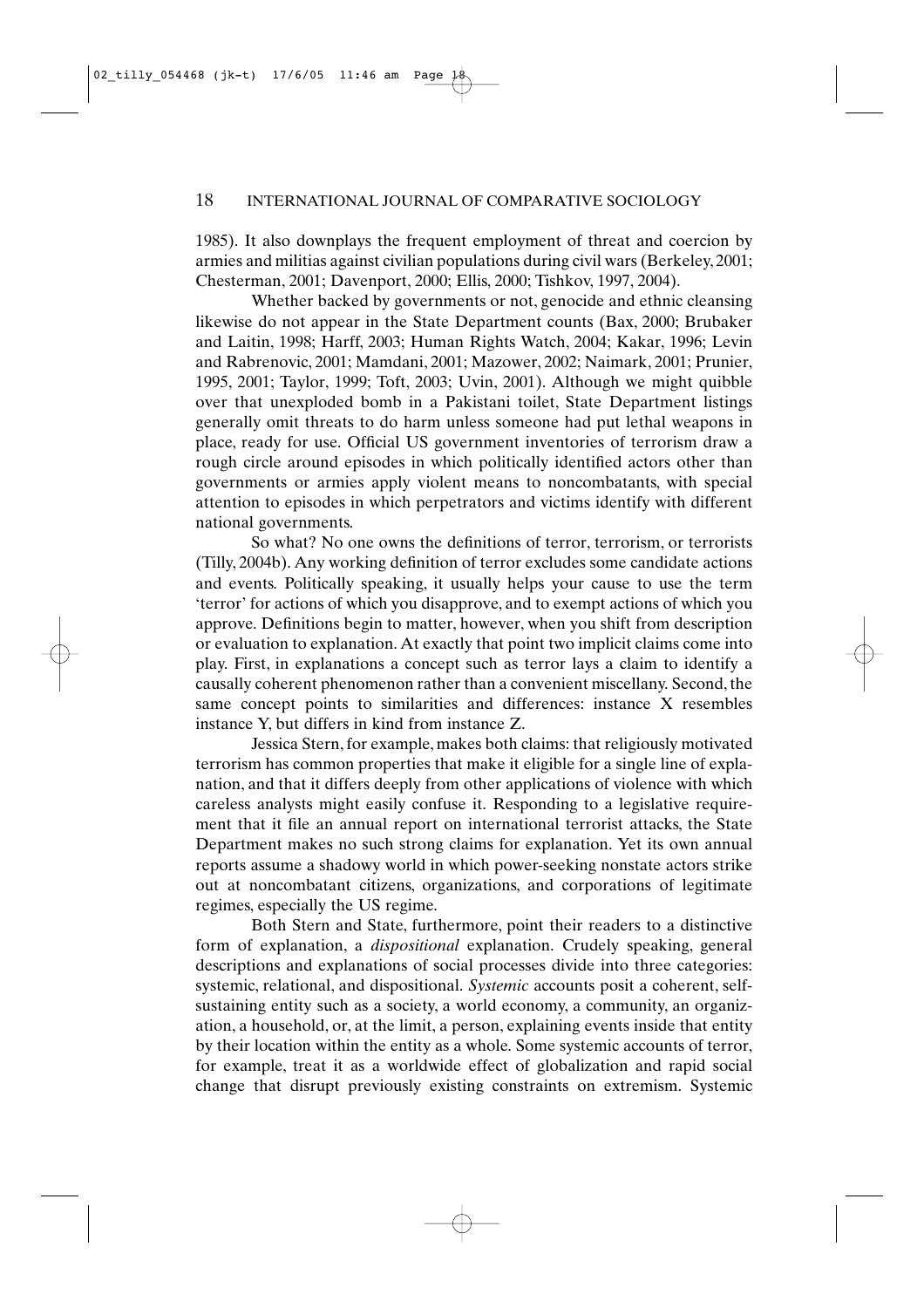1985). It also downplays the frequent employment of threat and coercion by armies and militias against civilian populations during civil wars (Berkeley, 2001; Chesterman, 2001; Davenport, 2000; Ellis, 2000; Tishkov, 1997, 2004).

Whether backed by governments or not, genocide and ethnic cleansing likewise do not appear in the State Department counts (Bax, 2000; Brubaker and Laitin, 1998; Harff, 2003; Human Rights Watch, 2004; Kakar, 1996; Levin and Rabrenovic, 2001; Mamdani, 2001; Mazower, 2002; Naimark, 2001; Prunier, 1995, 2001; Taylor, 1999; Toft, 2003; Uvin, 2001). Although we might quibble over that unexploded bomb in a Pakistani toilet, State Department listings generally omit threats to do harm unless someone had put lethal weapons in place, ready for use. Official US government inventories of terrorism draw a rough circle around episodes in which politically identified actors other than governments or armies apply violent means to noncombatants, with special attention to episodes in which perpetrators and victims identify with different national governments.

So what? No one owns the definitions of terror, terrorism, or terrorists (Tilly, 2004b). Any working definition of terror excludes some candidate actions and events. Politically speaking, it usually helps your cause to use the term 'terror' for actions of which you disapprove, and to exempt actions of which you approve. Definitions begin to matter, however, when you shift from description or evaluation to explanation. At exactly that point two implicit claims come into play. First, in explanations a concept such as terror lays a claim to identify a causally coherent phenomenon rather than a convenient miscellany. Second, the same concept points to similarities and differences: instance X resembles instance Y, but differs in kind from instance Z.

Jessica Stern, for example, makes both claims: that religiously motivated terrorism has common properties that make it eligible for a single line of explanation, and that it differs deeply from other applications of violence with which careless analysts might easily confuse it. Responding to a legislative requirement that it file an annual report on international terrorist attacks, the State Department makes no such strong claims for explanation. Yet its own annual reports assume a shadowy world in which power-seeking nonstate actors strike out at noncombatant citizens, organizations, and corporations of legitimate regimes, especially the US regime.

Both Stern and State, furthermore, point their readers to a distinctive form of explanation, a *dispositional* explanation. Crudely speaking, general descriptions and explanations of social processes divide into three categories: systemic, relational, and dispositional. *Systemic* accounts posit a coherent, self-sustaining entity such as a society, a world economy, a community, an organization, a household, or, at the limit, a person, explaining events inside that entity by their location within the entity as a whole. Some systemic accounts of terror, for example, treat it as a worldwide effect of globalization and rapid social change that disrupt previously existing constraints on extremism. Systemic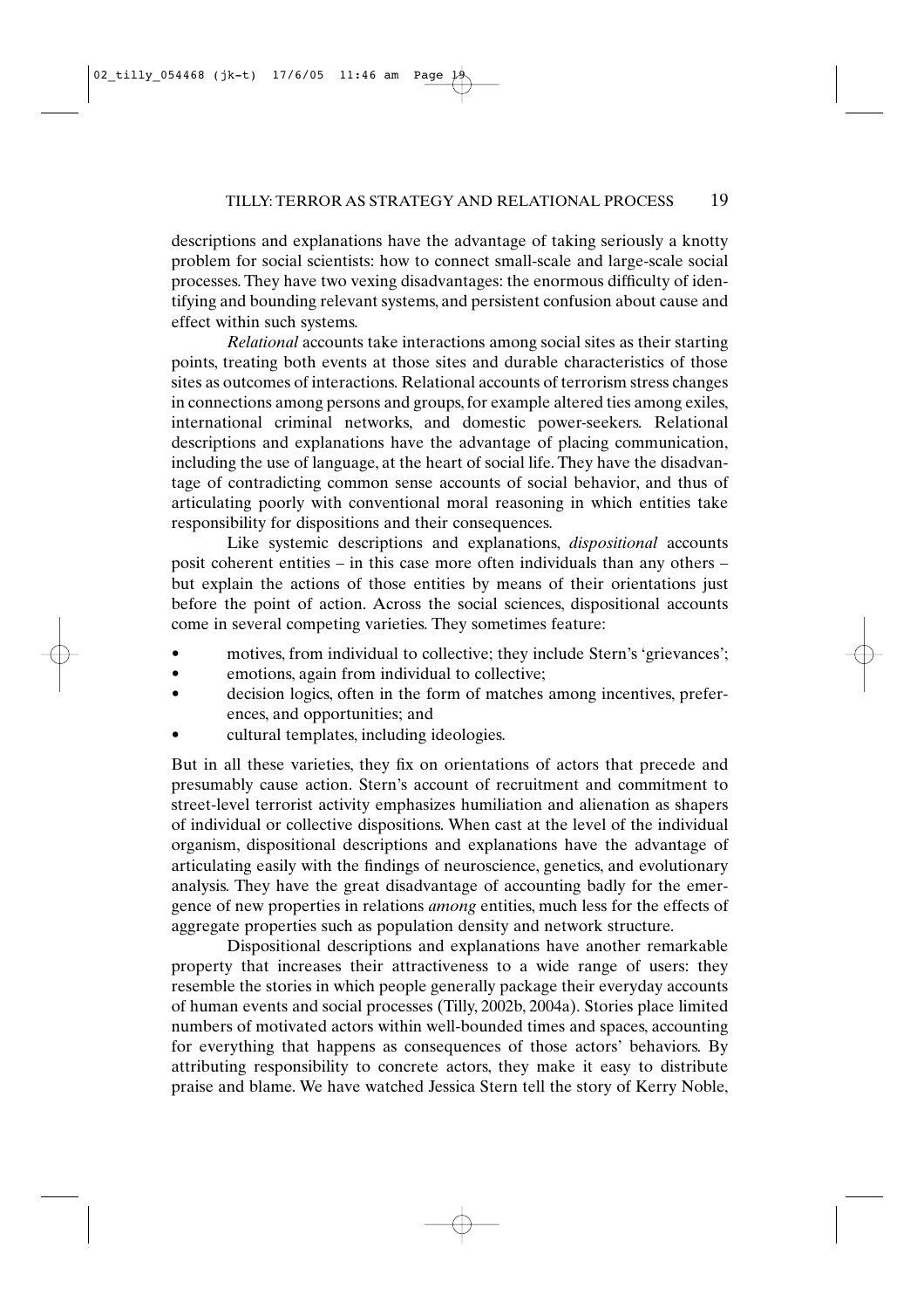descriptions and explanations have the advantage of taking seriously a knotty problem for social scientists: how to connect small-scale and large-scale social processes. They have two vexing disadvantages: the enormous difficulty of identifying and bounding relevant systems, and persistent confusion about cause and effect within such systems.

*Relational* accounts take interactions among social sites as their starting points, treating both events at those sites and durable characteristics of those sites as outcomes of interactions. Relational accounts of terrorism stress changes in connections among persons and groups, for example altered ties among exiles, international criminal networks, and domestic power-seekers. Relational descriptions and explanations have the advantage of placing communication, including the use of language, at the heart of social life. They have the disadvantage of contradicting common sense accounts of social behavior, and thus of articulating poorly with conventional moral reasoning in which entities take responsibility for dispositions and their consequences.

Like systemic descriptions and explanations, *dispositional* accounts posit coherent entities – in this case more often individuals than any others – but explain the actions of those entities by means of their orientations just before the point of action. Across the social sciences, dispositional accounts come in several competing varieties. They sometimes feature:

- motives, from individual to collective; they include Stern's 'grievances';
- emotions, again from individual to collective;
- decision logics, often in the form of matches among incentives, preferences, and opportunities; and
- cultural templates, including ideologies.

But in all these varieties, they fix on orientations of actors that precede and presumably cause action. Stern's account of recruitment and commitment to street-level terrorist activity emphasizes humiliation and alienation as shapers of individual or collective dispositions. When cast at the level of the individual organism, dispositional descriptions and explanations have the advantage of articulating easily with the findings of neuroscience, genetics, and evolutionary analysis. They have the great disadvantage of accounting badly for the emergence of new properties in relations *among* entities, much less for the effects of aggregate properties such as population density and network structure.

Dispositional descriptions and explanations have another remarkable property that increases their attractiveness to a wide range of users: they resemble the stories in which people generally package their everyday accounts of human events and social processes (Tilly, 2002b, 2004a). Stories place limited numbers of motivated actors within well-bounded times and spaces, accounting for everything that happens as consequences of those actors' behaviors. By attributing responsibility to concrete actors, they make it easy to distribute praise and blame. We have watched Jessica Stern tell the story of Kerry Noble,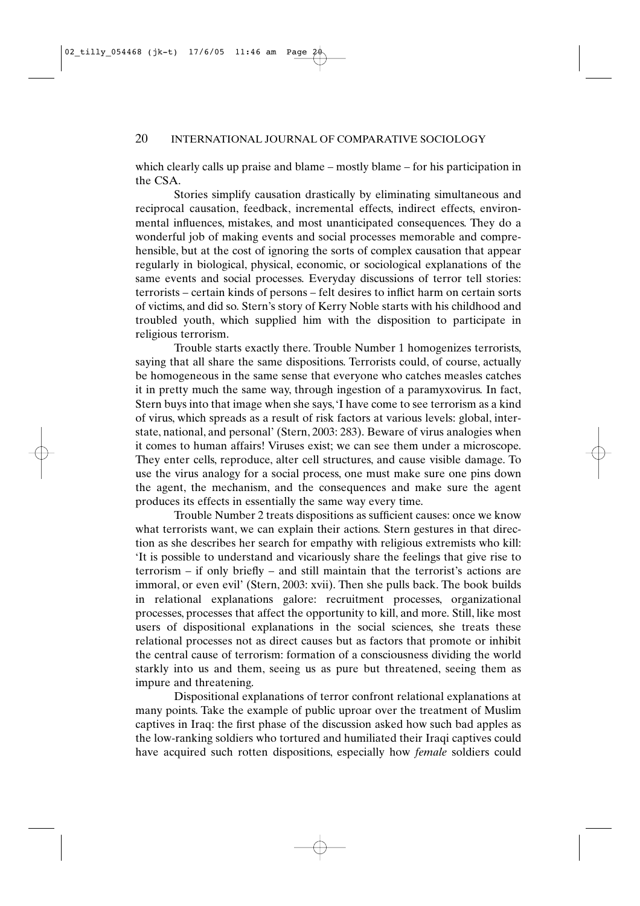which clearly calls up praise and blame – mostly blame – for his participation in the CSA.

Stories simplify causation drastically by eliminating simultaneous and reciprocal causation, feedback, incremental effects, indirect effects, environmental influences, mistakes, and most unanticipated consequences. They do a wonderful job of making events and social processes memorable and comprehensible, but at the cost of ignoring the sorts of complex causation that appear regularly in biological, physical, economic, or sociological explanations of the same events and social processes. Everyday discussions of terror tell stories: terrorists – certain kinds of persons – felt desires to inflict harm on certain sorts of victims, and did so. Stern's story of Kerry Noble starts with his childhood and troubled youth, which supplied him with the disposition to participate in religious terrorism.

Trouble starts exactly there. Trouble Number 1 homogenizes terrorists, saying that all share the same dispositions. Terrorists could, of course, actually be homogeneous in the same sense that everyone who catches measles catches it in pretty much the same way, through ingestion of a paramyxovirus. In fact, Stern buys into that image when she says, 'I have come to see terrorism as a kind of virus, which spreads as a result of risk factors at various levels: global, interstate, national, and personal' (Stern, 2003: 283). Beware of virus analogies when it comes to human affairs! Viruses exist; we can see them under a microscope. They enter cells, reproduce, alter cell structures, and cause visible damage. To use the virus analogy for a social process, one must make sure one pins down the agent, the mechanism, and the consequences and make sure the agent produces its effects in essentially the same way every time.

Trouble Number 2 treats dispositions as sufficient causes: once we know what terrorists want, we can explain their actions. Stern gestures in that direction as she describes her search for empathy with religious extremists who kill: 'It is possible to understand and vicariously share the feelings that give rise to terrorism – if only briefly – and still maintain that the terrorist's actions are immoral, or even evil' (Stern, 2003: xvii). Then she pulls back. The book builds in relational explanations galore: recruitment processes, organizational processes, processes that affect the opportunity to kill, and more. Still, like most users of dispositional explanations in the social sciences, she treats these relational processes not as direct causes but as factors that promote or inhibit the central cause of terrorism: formation of a consciousness dividing the world starkly into us and them, seeing us as pure but threatened, seeing them as impure and threatening.

Dispositional explanations of terror confront relational explanations at many points. Take the example of public uproar over the treatment of Muslim captives in Iraq: the first phase of the discussion asked how such bad apples as the low-ranking soldiers who tortured and humiliated their Iraqi captives could have acquired such rotten dispositions, especially how *female* soldiers could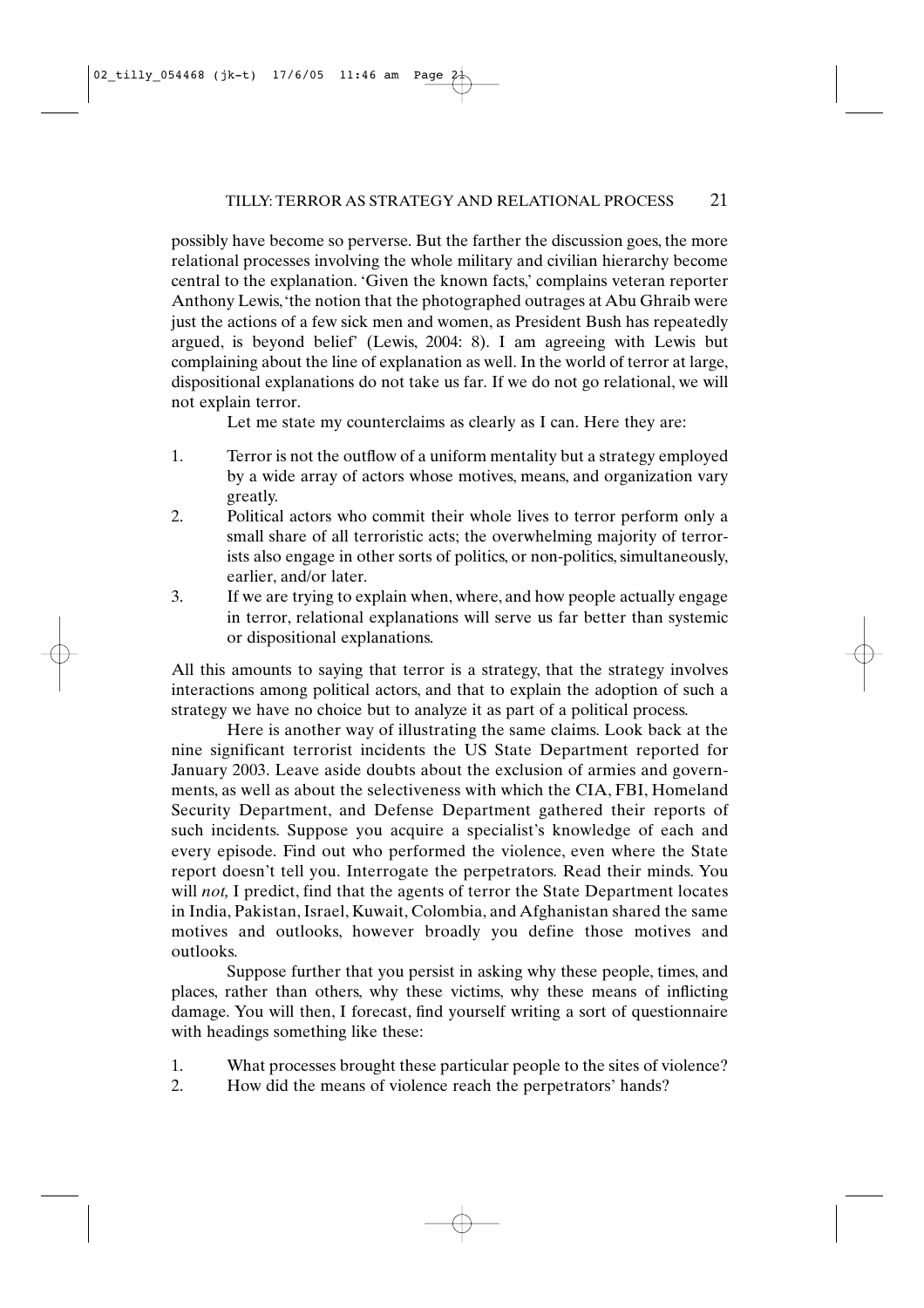possibly have become so perverse. But the farther the discussion goes, the more relational processes involving the whole military and civilian hierarchy become central to the explanation. 'Given the known facts,' complains veteran reporter Anthony Lewis, 'the notion that the photographed outrages at Abu Ghraib were just the actions of a few sick men and women, as President Bush has repeatedly argued, is beyond belief' (Lewis, 2004: 8). I am agreeing with Lewis but complaining about the line of explanation as well. In the world of terror at large, dispositional explanations do not take us far. If we do not go relational, we will not explain terror.

Let me state my counterclaims as clearly as I can. Here they are:

1. Terror is not the outflow of a uniform mentality but a strategy employed by a wide array of actors whose motives, means, and organization vary greatly.
2. Political actors who commit their whole lives to terror perform only a small share of all terroristic acts; the overwhelming majority of terrorists also engage in other sorts of politics, or non-politics, simultaneously, earlier, and/or later.
3. If we are trying to explain when, where, and how people actually engage in terror, relational explanations will serve us far better than systemic or dispositional explanations.

All this amounts to saying that terror is a strategy, that the strategy involves interactions among political actors, and that to explain the adoption of such a strategy we have no choice but to analyze it as part of a political process.

Here is another way of illustrating the same claims. Look back at the nine significant terrorist incidents the US State Department reported for January 2003. Leave aside doubts about the exclusion of armies and governments, as well as about the selectiveness with which the CIA, FBI, Homeland Security Department, and Defense Department gathered their reports of such incidents. Suppose you acquire a specialist's knowledge of each and every episode. Find out who performed the violence, even where the State report doesn't tell you. Interrogate the perpetrators. Read their minds. You will *not,* I predict, find that the agents of terror the State Department locates in India, Pakistan, Israel, Kuwait, Colombia, and Afghanistan shared the same motives and outlooks, however broadly you define those motives and outlooks.

Suppose further that you persist in asking why these people, times, and places, rather than others, why these victims, why these means of inflicting damage. You will then, I forecast, find yourself writing a sort of questionnaire with headings something like these:

1. What processes brought these particular people to the sites of violence?
2. How did the means of violence reach the perpetrators' hands?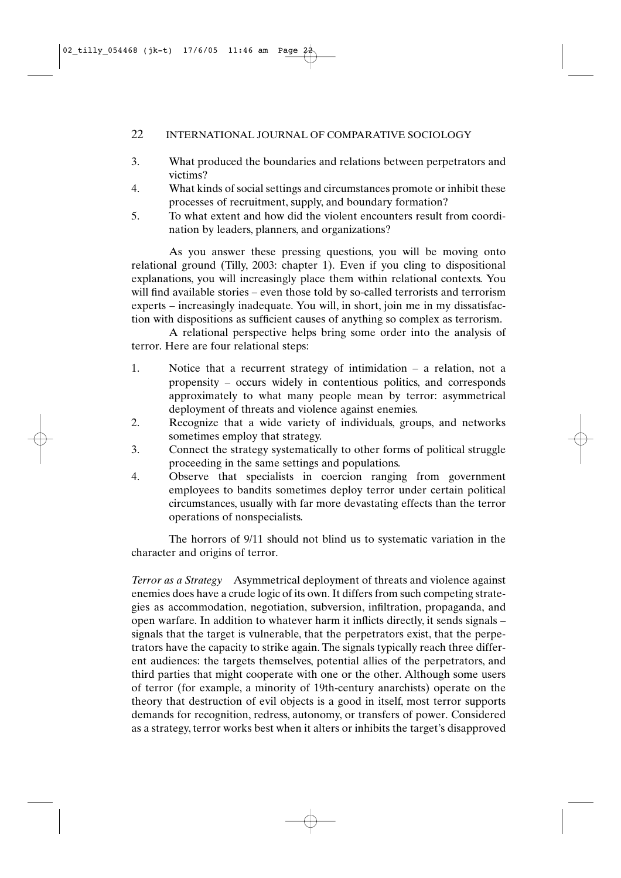3. What produced the boundaries and relations between perpetrators and victims?
4. What kinds of social settings and circumstances promote or inhibit these processes of recruitment, supply, and boundary formation?
5. To what extent and how did the violent encounters result from coordination by leaders, planners, and organizations?

As you answer these pressing questions, you will be moving onto relational ground (Tilly, 2003: chapter 1). Even if you cling to dispositional explanations, you will increasingly place them within relational contexts. You will find available stories – even those told by so-called terrorists and terrorism experts – increasingly inadequate. You will, in short, join me in my dissatisfaction with dispositions as sufficient causes of anything so complex as terrorism.

A relational perspective helps bring some order into the analysis of terror. Here are four relational steps:

1. Notice that a recurrent strategy of intimidation – a relation, not a propensity – occurs widely in contentious politics, and corresponds approximately to what many people mean by terror: asymmetrical deployment of threats and violence against enemies.
2. Recognize that a wide variety of individuals, groups, and networks sometimes employ that strategy.
3. Connect the strategy systematically to other forms of political struggle proceeding in the same settings and populations.
4. Observe that specialists in coercion ranging from government employees to bandits sometimes deploy terror under certain political circumstances, usually with far more devastating effects than the terror operations of nonspecialists.

The horrors of 9/11 should not blind us to systematic variation in the character and origins of terror.

*Terror as a Strategy* Asymmetrical deployment of threats and violence against enemies does have a crude logic of its own. It differs from such competing strategies as accommodation, negotiation, subversion, infiltration, propaganda, and open warfare. In addition to whatever harm it inflicts directly, it sends signals – signals that the target is vulnerable, that the perpetrators exist, that the perpetrators have the capacity to strike again. The signals typically reach three different audiences: the targets themselves, potential allies of the perpetrators, and third parties that might cooperate with one or the other. Although some users of terror (for example, a minority of 19th-century anarchists) operate on the theory that destruction of evil objects is a good in itself, most terror supports demands for recognition, redress, autonomy, or transfers of power. Considered as a strategy, terror works best when it alters or inhibits the target's disapproved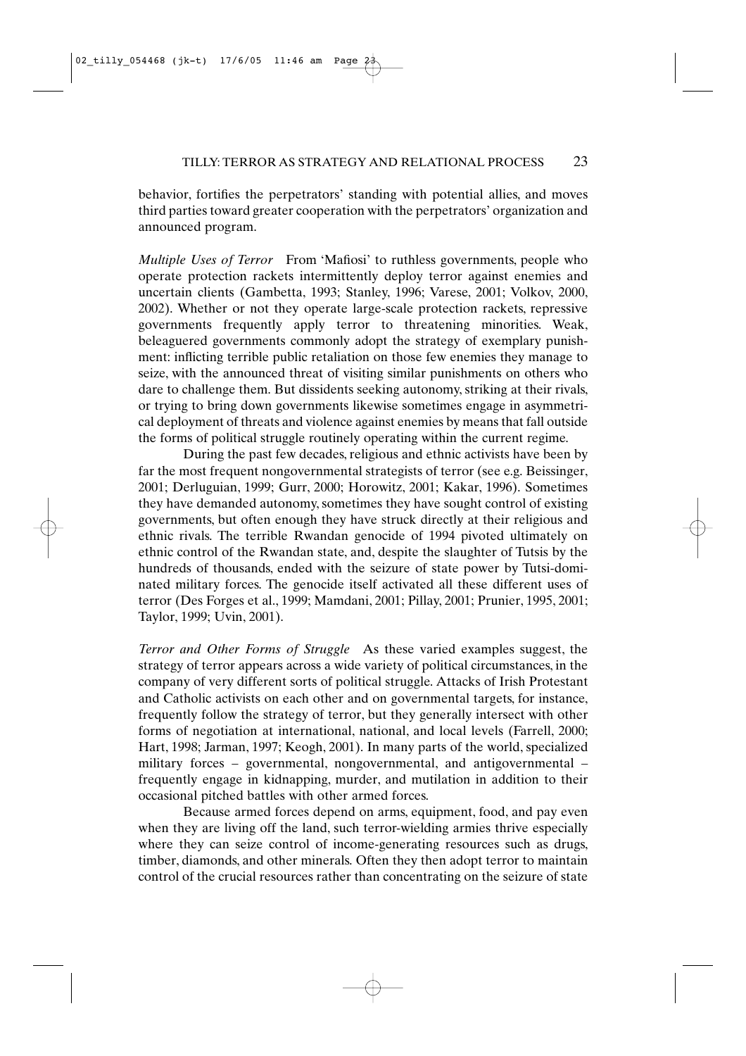behavior, fortifies the perpetrators' standing with potential allies, and moves third parties toward greater cooperation with the perpetrators' organization and announced program.

*Multiple Uses of Terror* From 'Mafiosi' to ruthless governments, people who operate protection rackets intermittently deploy terror against enemies and uncertain clients (Gambetta, 1993; Stanley, 1996; Varese, 2001; Volkov, 2000, 2002). Whether or not they operate large-scale protection rackets, repressive governments frequently apply terror to threatening minorities. Weak, beleaguered governments commonly adopt the strategy of exemplary punishment: inflicting terrible public retaliation on those few enemies they manage to seize, with the announced threat of visiting similar punishments on others who dare to challenge them. But dissidents seeking autonomy, striking at their rivals, or trying to bring down governments likewise sometimes engage in asymmetrical deployment of threats and violence against enemies by means that fall outside the forms of political struggle routinely operating within the current regime.

During the past few decades, religious and ethnic activists have been by far the most frequent nongovernmental strategists of terror (see e.g. Beissinger, 2001; Derluguian, 1999; Gurr, 2000; Horowitz, 2001; Kakar, 1996). Sometimes they have demanded autonomy, sometimes they have sought control of existing governments, but often enough they have struck directly at their religious and ethnic rivals. The terrible Rwandan genocide of 1994 pivoted ultimately on ethnic control of the Rwandan state, and, despite the slaughter of Tutsis by the hundreds of thousands, ended with the seizure of state power by Tutsi-dominated military forces. The genocide itself activated all these different uses of terror (Des Forges et al., 1999; Mamdani, 2001; Pillay, 2001; Prunier, 1995, 2001; Taylor, 1999; Uvin, 2001).

*Terror and Other Forms of Struggle* As these varied examples suggest, the strategy of terror appears across a wide variety of political circumstances, in the company of very different sorts of political struggle. Attacks of Irish Protestant and Catholic activists on each other and on governmental targets, for instance, frequently follow the strategy of terror, but they generally intersect with other forms of negotiation at international, national, and local levels (Farrell, 2000; Hart, 1998; Jarman, 1997; Keogh, 2001). In many parts of the world, specialized military forces – governmental, nongovernmental, and antigovernmental – frequently engage in kidnapping, murder, and mutilation in addition to their occasional pitched battles with other armed forces.

Because armed forces depend on arms, equipment, food, and pay even when they are living off the land, such terror-wielding armies thrive especially where they can seize control of income-generating resources such as drugs, timber, diamonds, and other minerals. Often they then adopt terror to maintain control of the crucial resources rather than concentrating on the seizure of state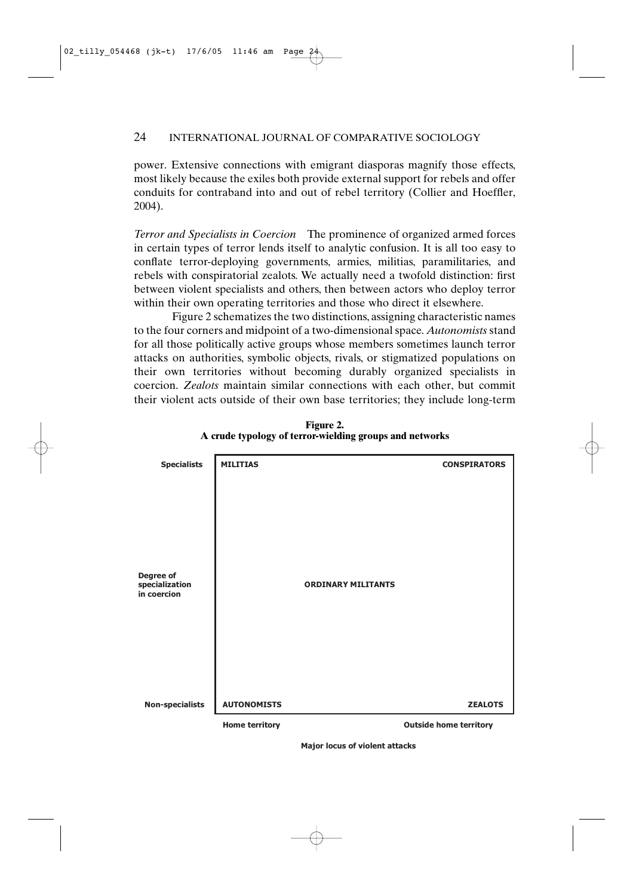power. Extensive connections with emigrant diasporas magnify those effects, most likely because the exiles both provide external support for rebels and offer conduits for contraband into and out of rebel territory (Collier and Hoeffler, 2004).

*Terror and Specialists in Coercion* The prominence of organized armed forces in certain types of terror lends itself to analytic confusion. It is all too easy to conflate terror-deploying governments, armies, militias, paramilitaries, and rebels with conspiratorial zealots. We actually need a twofold distinction: first between violent specialists and others, then between actors who deploy terror within their own operating territories and those who direct it elsewhere.

Figure 2 schematizes the two distinctions, assigning characteristic names to the four corners and midpoint of a two-dimensional space. *Autonomists* stand for all those politically active groups whose members sometimes launch terror attacks on authorities, symbolic objects, rivals, or stigmatized populations on their own territories without becoming durably organized specialists in coercion. *Zealots* maintain similar connections with each other, but commit their violent acts outside of their own base territories; they include long-term

**Figure 2.**
**A crude typology of terror-wielding groups and networks**

| Degree of specialization in coercion | Home territory | | Outside home territory |
|---|---|---|---|
| **Specialists** | **MILITIAS** | | **CONSPIRATORS** |
| | | **ORDINARY MILITANTS** | |
| **Non-specialists** | **AUTONOMISTS** | | **ZEALOTS** |

**Major locus of violent attacks**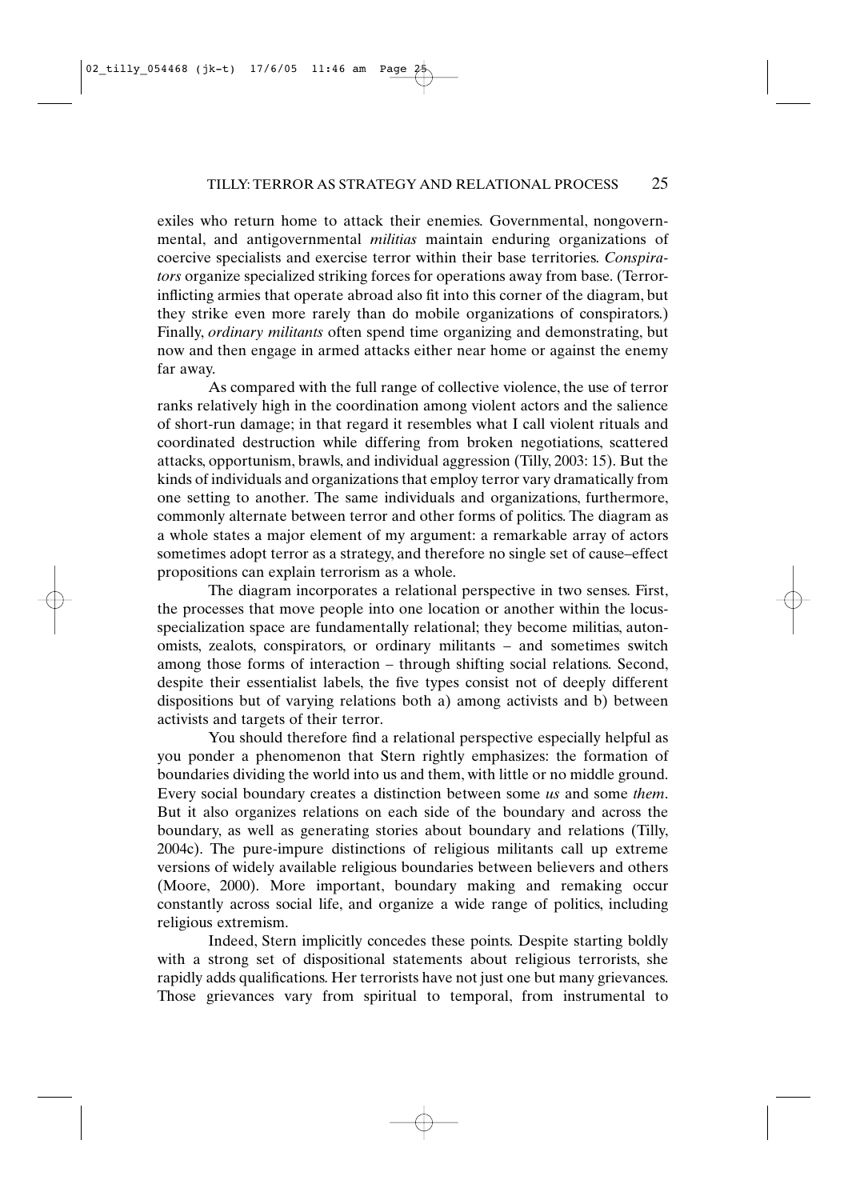exiles who return home to attack their enemies. Governmental, nongovernmental, and antigovernmental *militias* maintain enduring organizations of coercive specialists and exercise terror within their base territories. *Conspirators* organize specialized striking forces for operations away from base. (Terror-inflicting armies that operate abroad also fit into this corner of the diagram, but they strike even more rarely than do mobile organizations of conspirators.) Finally, *ordinary militants* often spend time organizing and demonstrating, but now and then engage in armed attacks either near home or against the enemy far away.

As compared with the full range of collective violence, the use of terror ranks relatively high in the coordination among violent actors and the salience of short-run damage; in that regard it resembles what I call violent rituals and coordinated destruction while differing from broken negotiations, scattered attacks, opportunism, brawls, and individual aggression (Tilly, 2003: 15). But the kinds of individuals and organizations that employ terror vary dramatically from one setting to another. The same individuals and organizations, furthermore, commonly alternate between terror and other forms of politics. The diagram as a whole states a major element of my argument: a remarkable array of actors sometimes adopt terror as a strategy, and therefore no single set of cause–effect propositions can explain terrorism as a whole.

The diagram incorporates a relational perspective in two senses. First, the processes that move people into one location or another within the locus-specialization space are fundamentally relational; they become militias, autonomists, zealots, conspirators, or ordinary militants – and sometimes switch among those forms of interaction – through shifting social relations. Second, despite their essentialist labels, the five types consist not of deeply different dispositions but of varying relations both a) among activists and b) between activists and targets of their terror.

You should therefore find a relational perspective especially helpful as you ponder a phenomenon that Stern rightly emphasizes: the formation of boundaries dividing the world into us and them, with little or no middle ground. Every social boundary creates a distinction between some *us* and some *them*. But it also organizes relations on each side of the boundary and across the boundary, as well as generating stories about boundary and relations (Tilly, 2004c). The pure-impure distinctions of religious militants call up extreme versions of widely available religious boundaries between believers and others (Moore, 2000). More important, boundary making and remaking occur constantly across social life, and organize a wide range of politics, including religious extremism.

Indeed, Stern implicitly concedes these points. Despite starting boldly with a strong set of dispositional statements about religious terrorists, she rapidly adds qualifications. Her terrorists have not just one but many grievances. Those grievances vary from spiritual to temporal, from instrumental to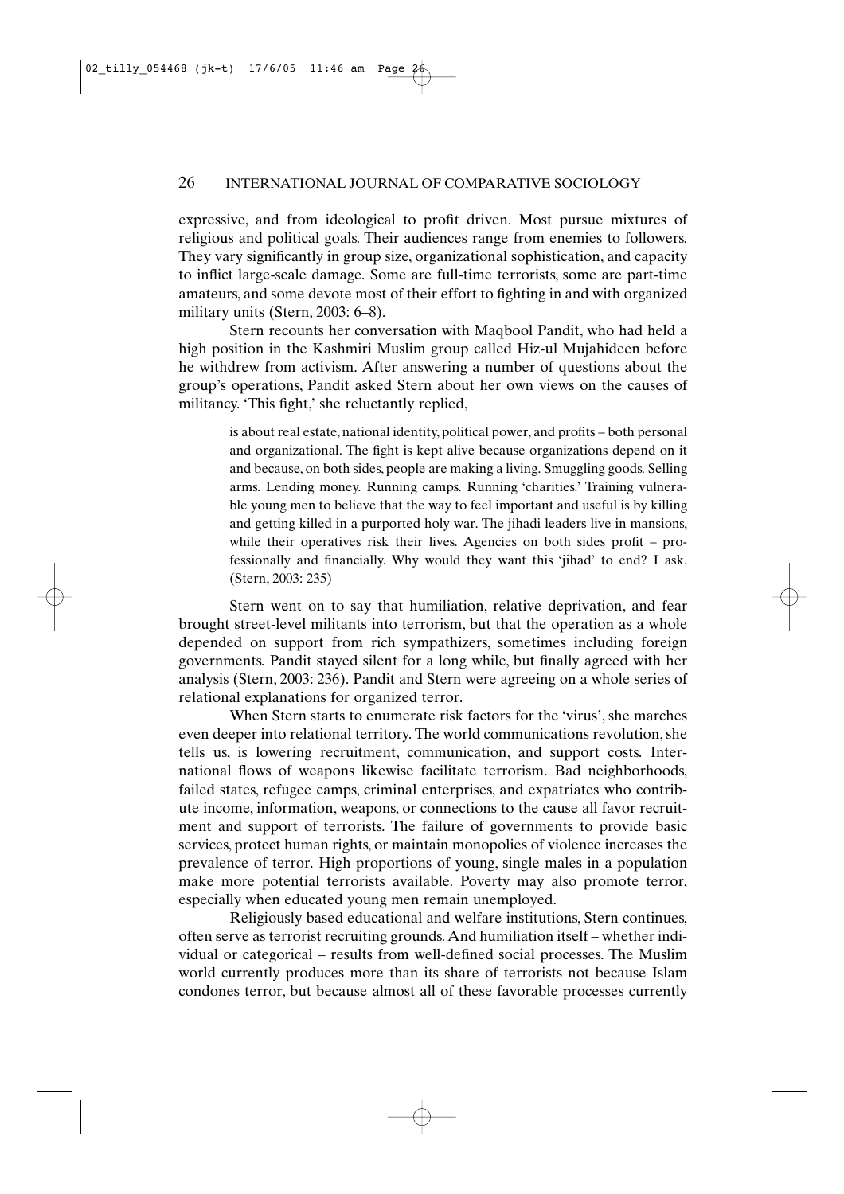expressive, and from ideological to profit driven. Most pursue mixtures of religious and political goals. Their audiences range from enemies to followers. They vary significantly in group size, organizational sophistication, and capacity to inflict large-scale damage. Some are full-time terrorists, some are part-time amateurs, and some devote most of their effort to fighting in and with organized military units (Stern, 2003: 6–8).

Stern recounts her conversation with Maqbool Pandit, who had held a high position in the Kashmiri Muslim group called Hiz-ul Mujahideen before he withdrew from activism. After answering a number of questions about the group's operations, Pandit asked Stern about her own views on the causes of militancy. 'This fight,' she reluctantly replied,

> is about real estate, national identity, political power, and profits – both personal and organizational. The fight is kept alive because organizations depend on it and because, on both sides, people are making a living. Smuggling goods. Selling arms. Lending money. Running camps. Running 'charities.' Training vulnerable young men to believe that the way to feel important and useful is by killing and getting killed in a purported holy war. The jihadi leaders live in mansions, while their operatives risk their lives. Agencies on both sides profit – professionally and financially. Why would they want this 'jihad' to end? I ask. (Stern, 2003: 235)

Stern went on to say that humiliation, relative deprivation, and fear brought street-level militants into terrorism, but that the operation as a whole depended on support from rich sympathizers, sometimes including foreign governments. Pandit stayed silent for a long while, but finally agreed with her analysis (Stern, 2003: 236). Pandit and Stern were agreeing on a whole series of relational explanations for organized terror.

When Stern starts to enumerate risk factors for the 'virus', she marches even deeper into relational territory. The world communications revolution, she tells us, is lowering recruitment, communication, and support costs. International flows of weapons likewise facilitate terrorism. Bad neighborhoods, failed states, refugee camps, criminal enterprises, and expatriates who contribute income, information, weapons, or connections to the cause all favor recruitment and support of terrorists. The failure of governments to provide basic services, protect human rights, or maintain monopolies of violence increases the prevalence of terror. High proportions of young, single males in a population make more potential terrorists available. Poverty may also promote terror, especially when educated young men remain unemployed.

Religiously based educational and welfare institutions, Stern continues, often serve as terrorist recruiting grounds. And humiliation itself – whether individual or categorical – results from well-defined social processes. The Muslim world currently produces more than its share of terrorists not because Islam condones terror, but because almost all of these favorable processes currently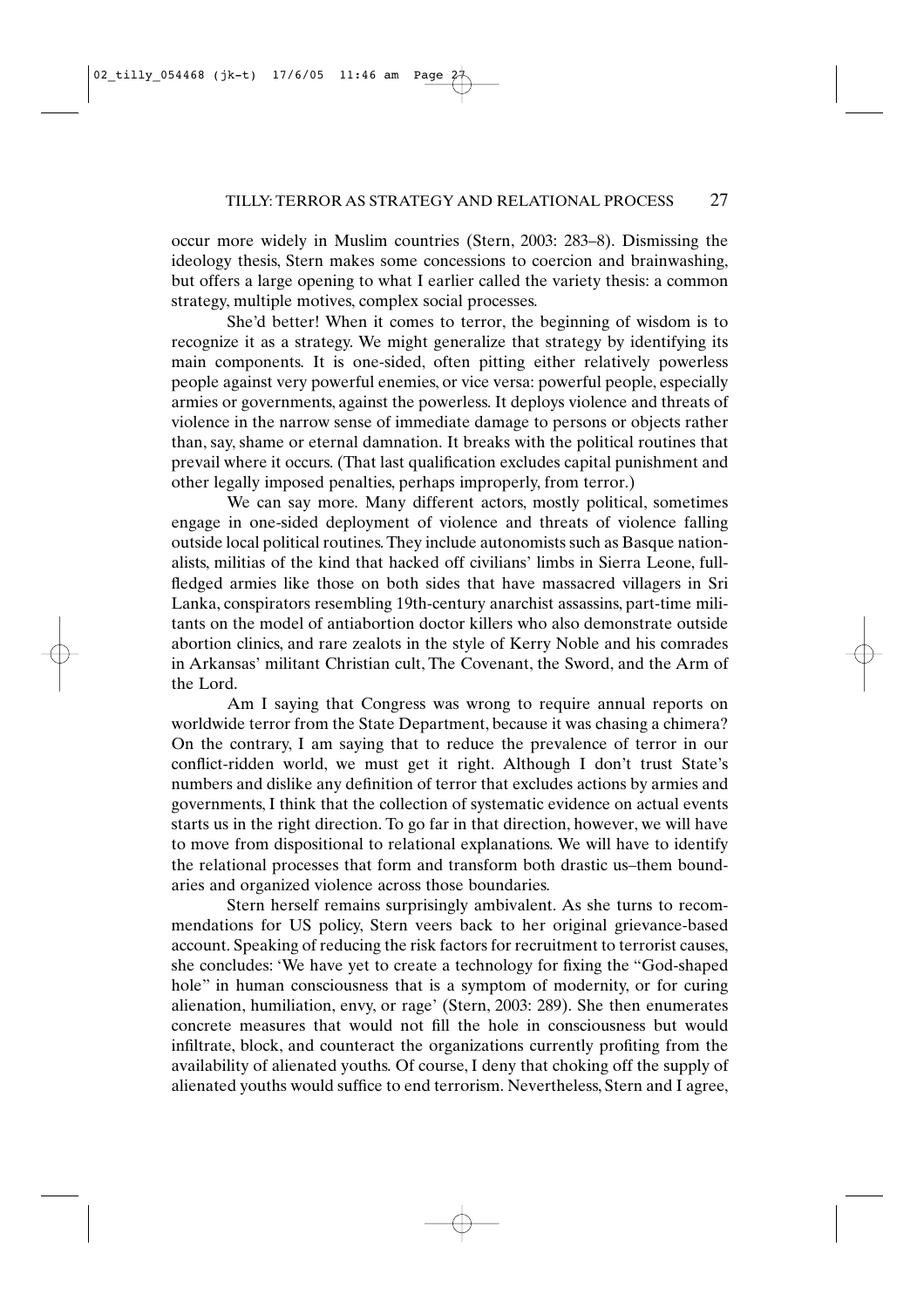occur more widely in Muslim countries (Stern, 2003: 283–8). Dismissing the ideology thesis, Stern makes some concessions to coercion and brainwashing, but offers a large opening to what I earlier called the variety thesis: a common strategy, multiple motives, complex social processes.

She'd better! When it comes to terror, the beginning of wisdom is to recognize it as a strategy. We might generalize that strategy by identifying its main components. It is one-sided, often pitting either relatively powerless people against very powerful enemies, or vice versa: powerful people, especially armies or governments, against the powerless. It deploys violence and threats of violence in the narrow sense of immediate damage to persons or objects rather than, say, shame or eternal damnation. It breaks with the political routines that prevail where it occurs. (That last qualification excludes capital punishment and other legally imposed penalties, perhaps improperly, from terror.)

We can say more. Many different actors, mostly political, sometimes engage in one-sided deployment of violence and threats of violence falling outside local political routines. They include autonomists such as Basque nationalists, militias of the kind that hacked off civilians' limbs in Sierra Leone, full-fledged armies like those on both sides that have massacred villagers in Sri Lanka, conspirators resembling 19th-century anarchist assassins, part-time militants on the model of antiabortion doctor killers who also demonstrate outside abortion clinics, and rare zealots in the style of Kerry Noble and his comrades in Arkansas' militant Christian cult, The Covenant, the Sword, and the Arm of the Lord.

Am I saying that Congress was wrong to require annual reports on worldwide terror from the State Department, because it was chasing a chimera? On the contrary, I am saying that to reduce the prevalence of terror in our conflict-ridden world, we must get it right. Although I don't trust State's numbers and dislike any definition of terror that excludes actions by armies and governments, I think that the collection of systematic evidence on actual events starts us in the right direction. To go far in that direction, however, we will have to move from dispositional to relational explanations. We will have to identify the relational processes that form and transform both drastic us–them boundaries and organized violence across those boundaries.

Stern herself remains surprisingly ambivalent. As she turns to recommendations for US policy, Stern veers back to her original grievance-based account. Speaking of reducing the risk factors for recruitment to terrorist causes, she concludes: 'We have yet to create a technology for fixing the "God-shaped hole" in human consciousness that is a symptom of modernity, or for curing alienation, humiliation, envy, or rage' (Stern, 2003: 289). She then enumerates concrete measures that would not fill the hole in consciousness but would infiltrate, block, and counteract the organizations currently profiting from the availability of alienated youths. Of course, I deny that choking off the supply of alienated youths would suffice to end terrorism. Nevertheless, Stern and I agree,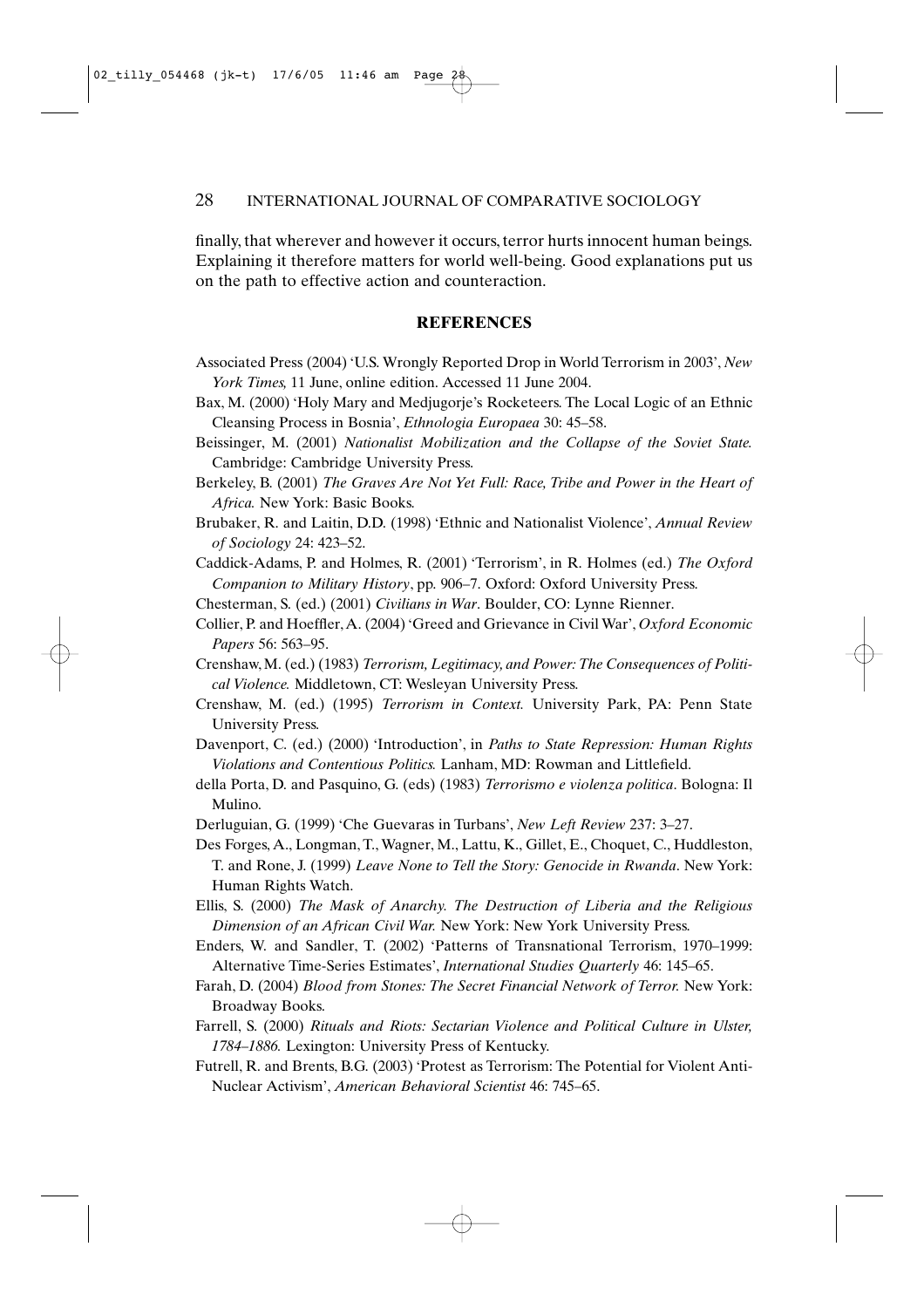finally, that wherever and however it occurs, terror hurts innocent human beings. Explaining it therefore matters for world well-being. Good explanations put us on the path to effective action and counteraction.

## REFERENCES

Associated Press (2004) 'U.S. Wrongly Reported Drop in World Terrorism in 2003', *New York Times,* 11 June, online edition. Accessed 11 June 2004.

Bax, M. (2000) 'Holy Mary and Medjugorje's Rocketeers. The Local Logic of an Ethnic Cleansing Process in Bosnia', *Ethnologia Europaea* 30: 45–58.

Beissinger, M. (2001) *Nationalist Mobilization and the Collapse of the Soviet State.* Cambridge: Cambridge University Press.

Berkeley, B. (2001) *The Graves Are Not Yet Full: Race, Tribe and Power in the Heart of Africa.* New York: Basic Books.

Brubaker, R. and Laitin, D.D. (1998) 'Ethnic and Nationalist Violence', *Annual Review of Sociology* 24: 423–52.

Caddick-Adams, P. and Holmes, R. (2001) 'Terrorism', in R. Holmes (ed.) *The Oxford Companion to Military History*, pp. 906–7. Oxford: Oxford University Press.

Chesterman, S. (ed.) (2001) *Civilians in War*. Boulder, CO: Lynne Rienner.

Collier, P. and Hoeffler, A. (2004) 'Greed and Grievance in Civil War', *Oxford Economic Papers* 56: 563–95.

Crenshaw, M. (ed.) (1983) *Terrorism, Legitimacy, and Power: The Consequences of Political Violence.* Middletown, CT: Wesleyan University Press.

Crenshaw, M. (ed.) (1995) *Terrorism in Context.* University Park, PA: Penn State University Press.

Davenport, C. (ed.) (2000) 'Introduction', in *Paths to State Repression: Human Rights Violations and Contentious Politics.* Lanham, MD: Rowman and Littlefield.

della Porta, D. and Pasquino, G. (eds) (1983) *Terrorismo e violenza politica*. Bologna: Il Mulino.

Derluguian, G. (1999) 'Che Guevaras in Turbans', *New Left Review* 237: 3–27.

Des Forges, A., Longman, T., Wagner, M., Lattu, K., Gillet, E., Choquet, C., Huddleston, T. and Rone, J. (1999) *Leave None to Tell the Story: Genocide in Rwanda*. New York: Human Rights Watch.

Ellis, S. (2000) *The Mask of Anarchy. The Destruction of Liberia and the Religious Dimension of an African Civil War.* New York: New York University Press.

Enders, W. and Sandler, T. (2002) 'Patterns of Transnational Terrorism, 1970–1999: Alternative Time-Series Estimates', *International Studies Quarterly* 46: 145–65.

Farah, D. (2004) *Blood from Stones: The Secret Financial Network of Terror.* New York: Broadway Books.

Farrell, S. (2000) *Rituals and Riots: Sectarian Violence and Political Culture in Ulster, 1784–1886.* Lexington: University Press of Kentucky.

Futrell, R. and Brents, B.G. (2003) 'Protest as Terrorism: The Potential for Violent Anti-Nuclear Activism', *American Behavioral Scientist* 46: 745–65.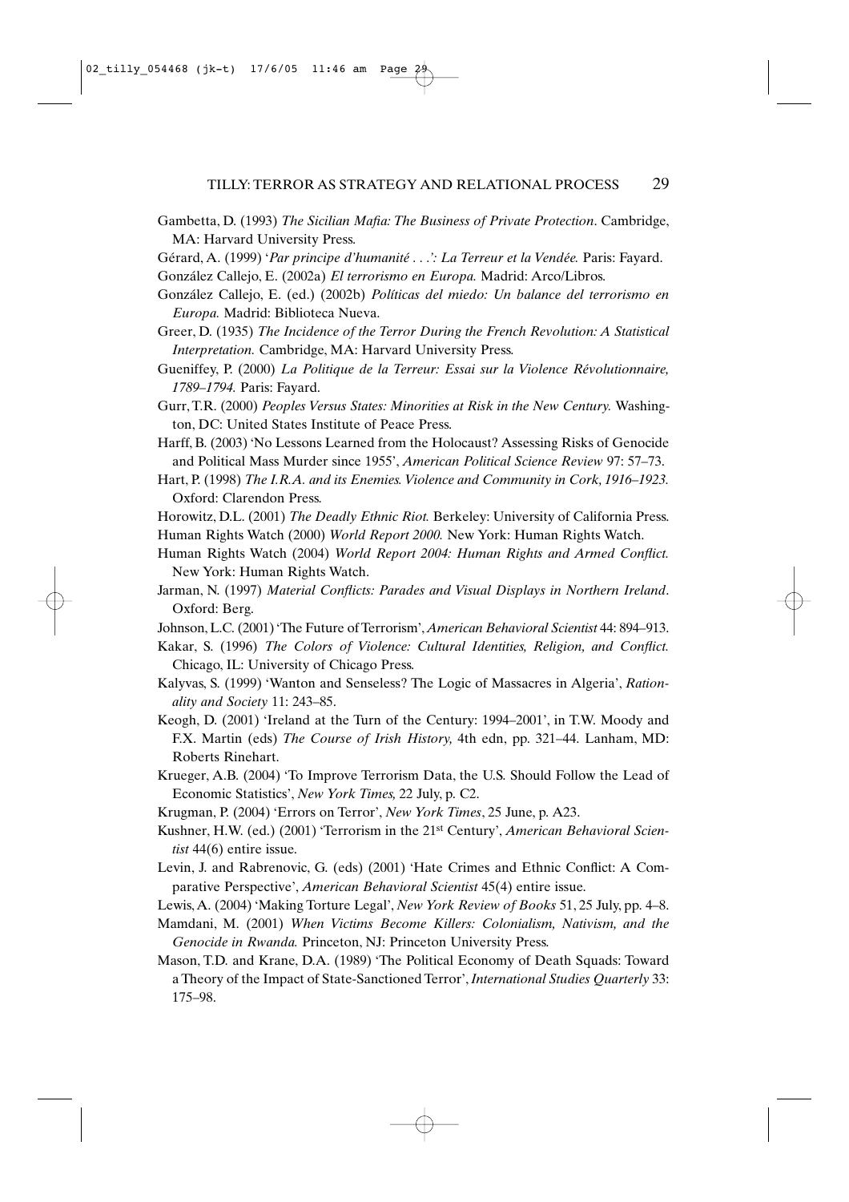Gambetta, D. (1993) *The Sicilian Mafia: The Business of Private Protection*. Cambridge, MA: Harvard University Press.

Gérard, A. (1999) '*Par principe d'humanité . . .': La Terreur et la Vendée.* Paris: Fayard.

González Callejo, E. (2002a) *El terrorismo en Europa.* Madrid: Arco/Libros.

González Callejo, E. (ed.) (2002b) *Políticas del miedo: Un balance del terrorismo en Europa.* Madrid: Biblioteca Nueva.

Greer, D. (1935) *The Incidence of the Terror During the French Revolution: A Statistical Interpretation.* Cambridge, MA: Harvard University Press.

Gueniffey, P. (2000) *La Politique de la Terreur: Essai sur la Violence Révolutionnaire, 1789–1794.* Paris: Fayard.

Gurr, T.R. (2000) *Peoples Versus States: Minorities at Risk in the New Century.* Washington, DC: United States Institute of Peace Press.

Harff, B. (2003) 'No Lessons Learned from the Holocaust? Assessing Risks of Genocide and Political Mass Murder since 1955', *American Political Science Review* 97: 57–73.

Hart, P. (1998) *The I.R.A. and its Enemies. Violence and Community in Cork, 1916–1923.* Oxford: Clarendon Press.

Horowitz, D.L. (2001) *The Deadly Ethnic Riot.* Berkeley: University of California Press.

Human Rights Watch (2000) *World Report 2000.* New York: Human Rights Watch.

Human Rights Watch (2004) *World Report 2004: Human Rights and Armed Conflict.* New York: Human Rights Watch.

Jarman, N. (1997) *Material Conflicts: Parades and Visual Displays in Northern Ireland*. Oxford: Berg.

Johnson, L.C. (2001) 'The Future of Terrorism', *American Behavioral Scientist* 44: 894–913.

Kakar, S. (1996) *The Colors of Violence: Cultural Identities, Religion, and Conflict.* Chicago, IL: University of Chicago Press.

Kalyvas, S. (1999) 'Wanton and Senseless? The Logic of Massacres in Algeria', *Rationality and Society* 11: 243–85.

Keogh, D. (2001) 'Ireland at the Turn of the Century: 1994–2001', in T.W. Moody and F.X. Martin (eds) *The Course of Irish History,* 4th edn, pp. 321–44. Lanham, MD: Roberts Rinehart.

Krueger, A.B. (2004) 'To Improve Terrorism Data, the U.S. Should Follow the Lead of Economic Statistics', *New York Times,* 22 July, p. C2.

Krugman, P. (2004) 'Errors on Terror', *New York Times*, 25 June, p. A23.

Kushner, H.W. (ed.) (2001) 'Terrorism in the 21st Century', *American Behavioral Scientist* 44(6) entire issue.

Levin, J. and Rabrenovic, G. (eds) (2001) 'Hate Crimes and Ethnic Conflict: A Comparative Perspective', *American Behavioral Scientist* 45(4) entire issue.

Lewis, A. (2004) 'Making Torture Legal', *New York Review of Books* 51, 25 July, pp. 4–8.

Mamdani, M. (2001) *When Victims Become Killers: Colonialism, Nativism, and the Genocide in Rwanda.* Princeton, NJ: Princeton University Press.

Mason, T.D. and Krane, D.A. (1989) 'The Political Economy of Death Squads: Toward a Theory of the Impact of State-Sanctioned Terror', *International Studies Quarterly* 33: 175–98.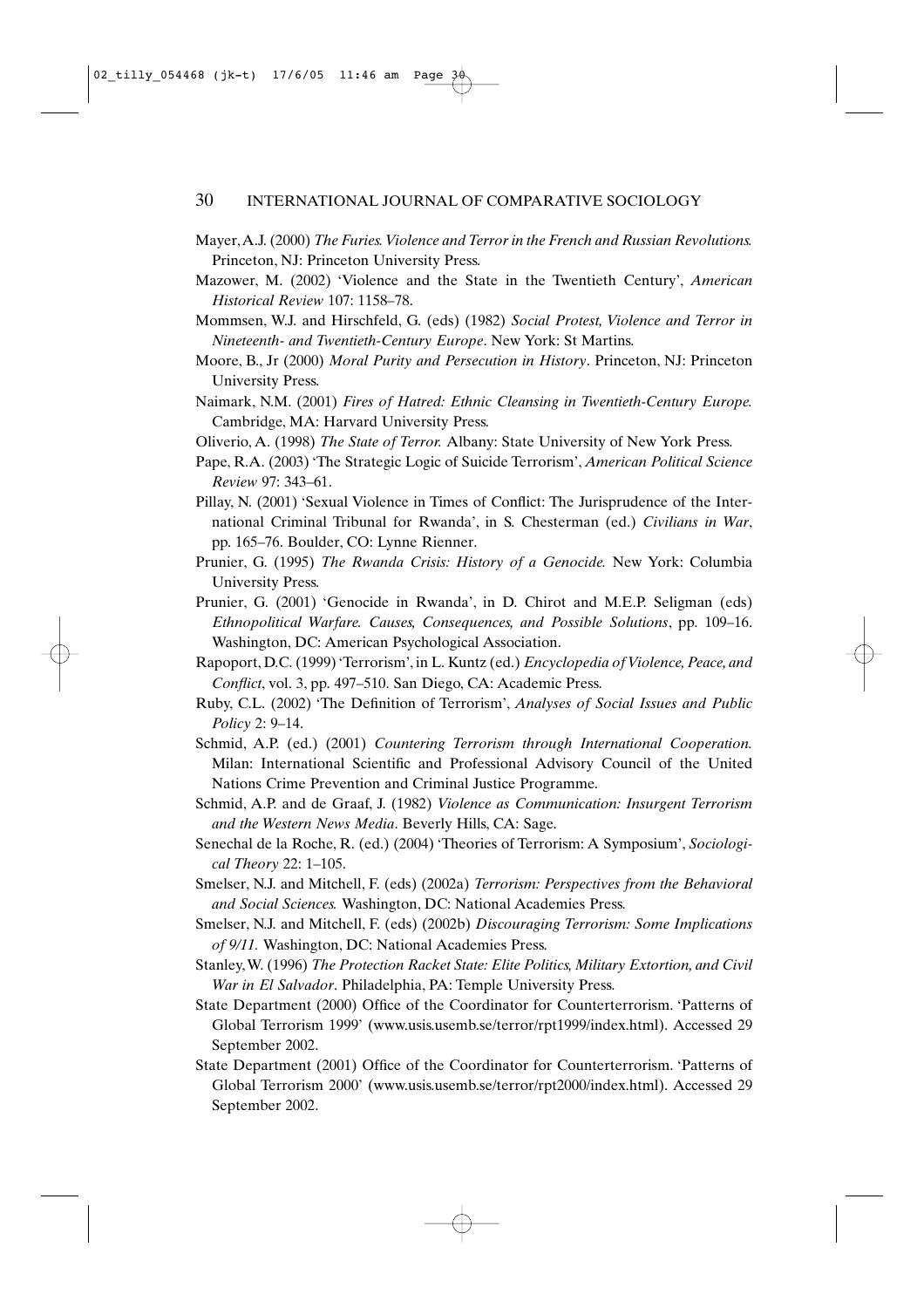Mayer, A.J. (2000) *The Furies. Violence and Terror in the French and Russian Revolutions.* Princeton, NJ: Princeton University Press.

Mazower, M. (2002) 'Violence and the State in the Twentieth Century', *American Historical Review* 107: 1158–78.

Mommsen, W.J. and Hirschfeld, G. (eds) (1982) *Social Protest, Violence and Terror in Nineteenth- and Twentieth-Century Europe*. New York: St Martins.

Moore, B., Jr (2000) *Moral Purity and Persecution in History*. Princeton, NJ: Princeton University Press.

Naimark, N.M. (2001) *Fires of Hatred: Ethnic Cleansing in Twentieth-Century Europe.* Cambridge, MA: Harvard University Press.

Oliverio, A. (1998) *The State of Terror.* Albany: State University of New York Press.

Pape, R.A. (2003) 'The Strategic Logic of Suicide Terrorism', *American Political Science Review* 97: 343–61.

Pillay, N. (2001) 'Sexual Violence in Times of Conflict: The Jurisprudence of the International Criminal Tribunal for Rwanda', in S. Chesterman (ed.) *Civilians in War*, pp. 165–76. Boulder, CO: Lynne Rienner.

Prunier, G. (1995) *The Rwanda Crisis: History of a Genocide.* New York: Columbia University Press.

Prunier, G. (2001) 'Genocide in Rwanda', in D. Chirot and M.E.P. Seligman (eds) *Ethnopolitical Warfare. Causes, Consequences, and Possible Solutions*, pp. 109–16. Washington, DC: American Psychological Association.

Rapoport, D.C. (1999) 'Terrorism', in L. Kuntz (ed.) *Encyclopedia of Violence, Peace, and Conflict*, vol. 3, pp. 497–510. San Diego, CA: Academic Press.

Ruby, C.L. (2002) 'The Definition of Terrorism', *Analyses of Social Issues and Public Policy* 2: 9–14.

Schmid, A.P. (ed.) (2001) *Countering Terrorism through International Cooperation.* Milan: International Scientific and Professional Advisory Council of the United Nations Crime Prevention and Criminal Justice Programme.

Schmid, A.P. and de Graaf, J. (1982) *Violence as Communication: Insurgent Terrorism and the Western News Media*. Beverly Hills, CA: Sage.

Senechal de la Roche, R. (ed.) (2004) 'Theories of Terrorism: A Symposium', *Sociological Theory* 22: 1–105.

Smelser, N.J. and Mitchell, F. (eds) (2002a) *Terrorism: Perspectives from the Behavioral and Social Sciences.* Washington, DC: National Academies Press.

Smelser, N.J. and Mitchell, F. (eds) (2002b) *Discouraging Terrorism: Some Implications of 9/11.* Washington, DC: National Academies Press.

Stanley, W. (1996) *The Protection Racket State: Elite Politics, Military Extortion, and Civil War in El Salvador*. Philadelphia, PA: Temple University Press.

State Department (2000) Office of the Coordinator for Counterterrorism. 'Patterns of Global Terrorism 1999' (www.usis.usemb.se/terror/rpt1999/index.html). Accessed 29 September 2002.

State Department (2001) Office of the Coordinator for Counterterrorism. 'Patterns of Global Terrorism 2000' (www.usis.usemb.se/terror/rpt2000/index.html). Accessed 29 September 2002.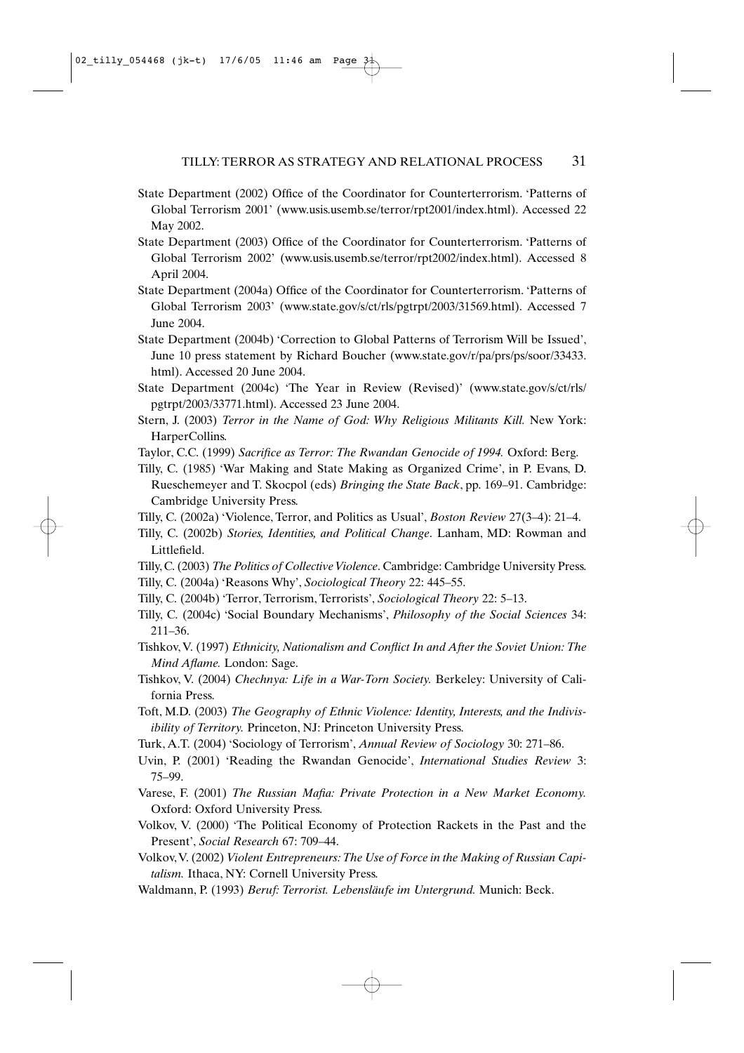State Department (2002) Office of the Coordinator for Counterterrorism. 'Patterns of Global Terrorism 2001' (www.usis.usemb.se/terror/rpt2001/index.html). Accessed 22 May 2002.

State Department (2003) Office of the Coordinator for Counterterrorism. 'Patterns of Global Terrorism 2002' (www.usis.usemb.se/terror/rpt2002/index.html). Accessed 8 April 2004.

State Department (2004a) Office of the Coordinator for Counterterrorism. 'Patterns of Global Terrorism 2003' (www.state.gov/s/ct/rls/pgtrpt/2003/31569.html). Accessed 7 June 2004.

State Department (2004b) 'Correction to Global Patterns of Terrorism Will be Issued', June 10 press statement by Richard Boucher (www.state.gov/r/pa/prs/ps/soor/33433.html). Accessed 20 June 2004.

State Department (2004c) 'The Year in Review (Revised)' (www.state.gov/s/ct/rls/pgtrpt/2003/33771.html). Accessed 23 June 2004.

Stern, J. (2003) *Terror in the Name of God: Why Religious Militants Kill.* New York: HarperCollins.

Taylor, C.C. (1999) *Sacrifice as Terror: The Rwandan Genocide of 1994.* Oxford: Berg.

Tilly, C. (1985) 'War Making and State Making as Organized Crime', in P. Evans, D. Rueschemeyer and T. Skocpol (eds) *Bringing the State Back*, pp. 169–91. Cambridge: Cambridge University Press.

Tilly, C. (2002a) 'Violence, Terror, and Politics as Usual', *Boston Review* 27(3–4): 21–4.

Tilly, C. (2002b) *Stories, Identities, and Political Change*. Lanham, MD: Rowman and Littlefield.

Tilly, C. (2003) *The Politics of Collective Violence*. Cambridge: Cambridge University Press.

Tilly, C. (2004a) 'Reasons Why', *Sociological Theory* 22: 445–55.

Tilly, C. (2004b) 'Terror, Terrorism, Terrorists', *Sociological Theory* 22: 5–13.

Tilly, C. (2004c) 'Social Boundary Mechanisms', *Philosophy of the Social Sciences* 34: 211–36.

Tishkov, V. (1997) *Ethnicity, Nationalism and Conflict In and After the Soviet Union: The Mind Aflame.* London: Sage.

Tishkov, V. (2004) *Chechnya: Life in a War-Torn Society.* Berkeley: University of California Press.

Toft, M.D. (2003) *The Geography of Ethnic Violence: Identity, Interests, and the Indivisibility of Territory.* Princeton, NJ: Princeton University Press.

Turk, A.T. (2004) 'Sociology of Terrorism', *Annual Review of Sociology* 30: 271–86.

Uvin, P. (2001) 'Reading the Rwandan Genocide', *International Studies Review* 3: 75–99.

Varese, F. (2001) *The Russian Mafia: Private Protection in a New Market Economy.* Oxford: Oxford University Press.

Volkov, V. (2000) 'The Political Economy of Protection Rackets in the Past and the Present', *Social Research* 67: 709–44.

Volkov, V. (2002) *Violent Entrepreneurs: The Use of Force in the Making of Russian Capitalism.* Ithaca, NY: Cornell University Press.

Waldmann, P. (1993) *Beruf: Terrorist. Lebensläufe im Untergrund.* Munich: Beck.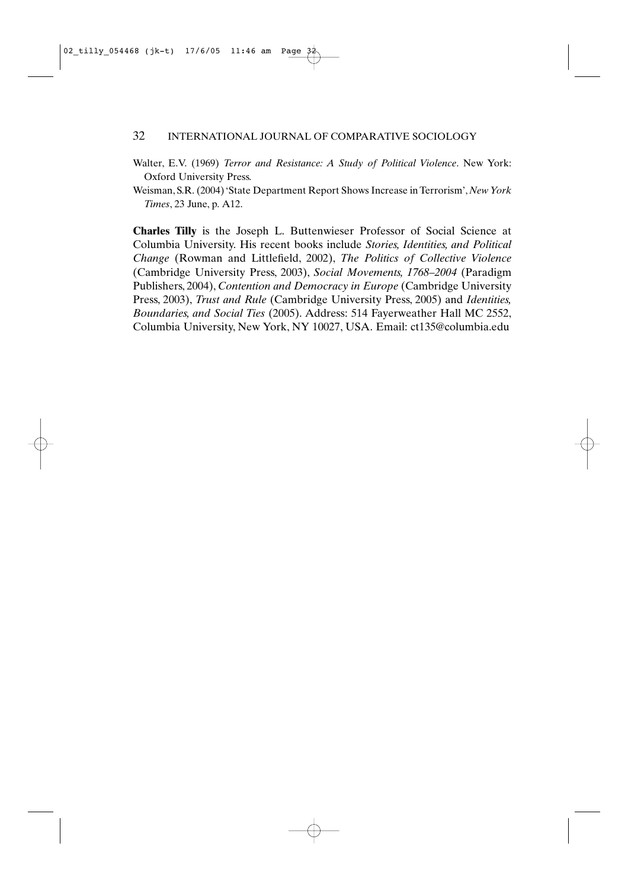Walter, E.V. (1969) *Terror and Resistance: A Study of Political Violence*. New York: Oxford University Press.

Weisman, S.R. (2004) 'State Department Report Shows Increase in Terrorism', *New York Times*, 23 June, p. A12.

**Charles Tilly** is the Joseph L. Buttenwieser Professor of Social Science at Columbia University. His recent books include *Stories, Identities, and Political Change* (Rowman and Littlefield, 2002), *The Politics of Collective Violence* (Cambridge University Press, 2003), *Social Movements, 1768–2004* (Paradigm Publishers, 2004), *Contention and Democracy in Europe* (Cambridge University Press, 2003), *Trust and Rule* (Cambridge University Press, 2005) and *Identities, Boundaries, and Social Ties* (2005). Address: 514 Fayerweather Hall MC 2552, Columbia University, New York, NY 10027, USA. Email: ct135@columbia.edu